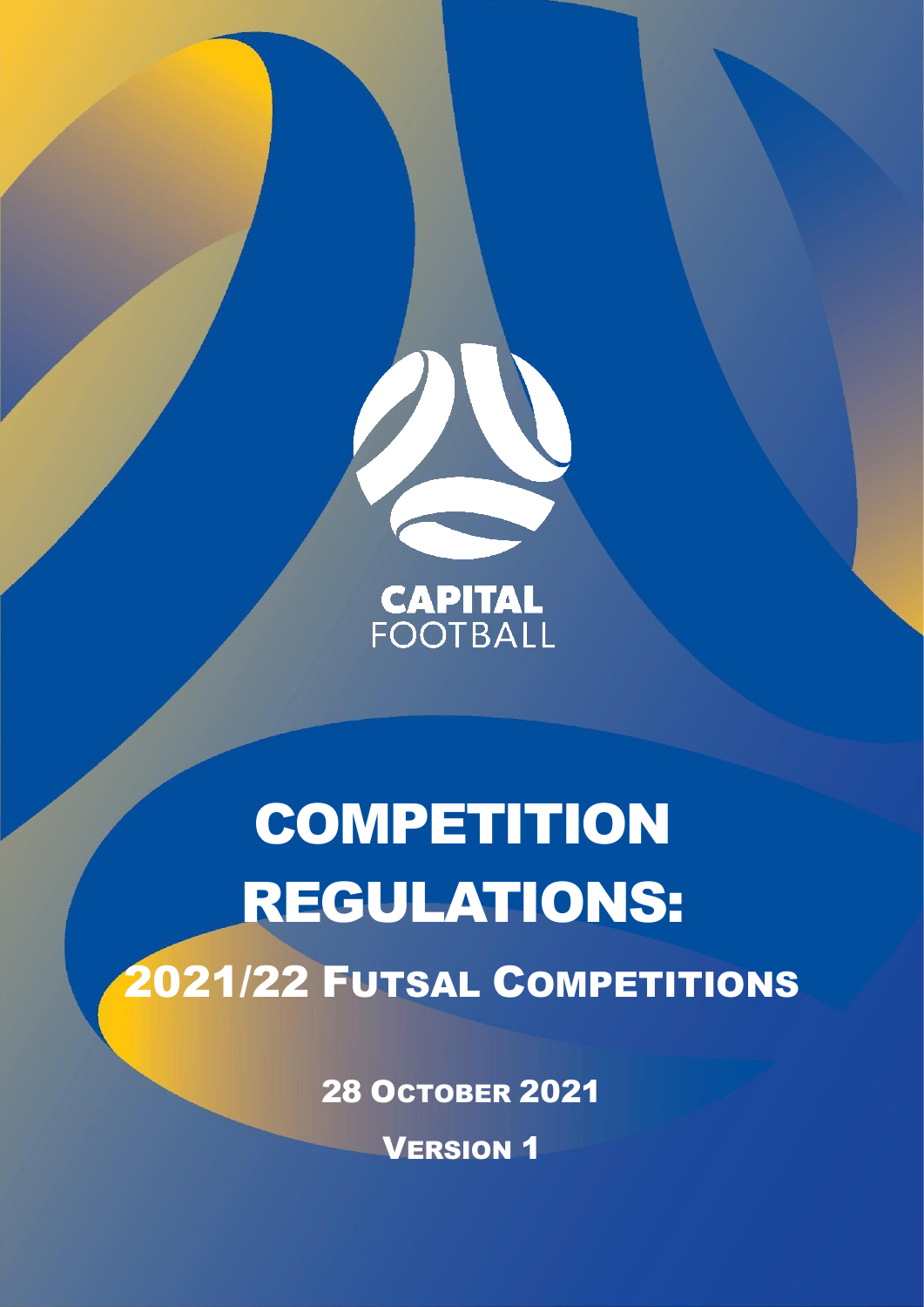CAPITAL
FOOTBALL

# COMPETITION REGULATIONS:

## 2021/22 FUTSAL COMPETITIONS

28 OCTOBER 2021

VERSION 1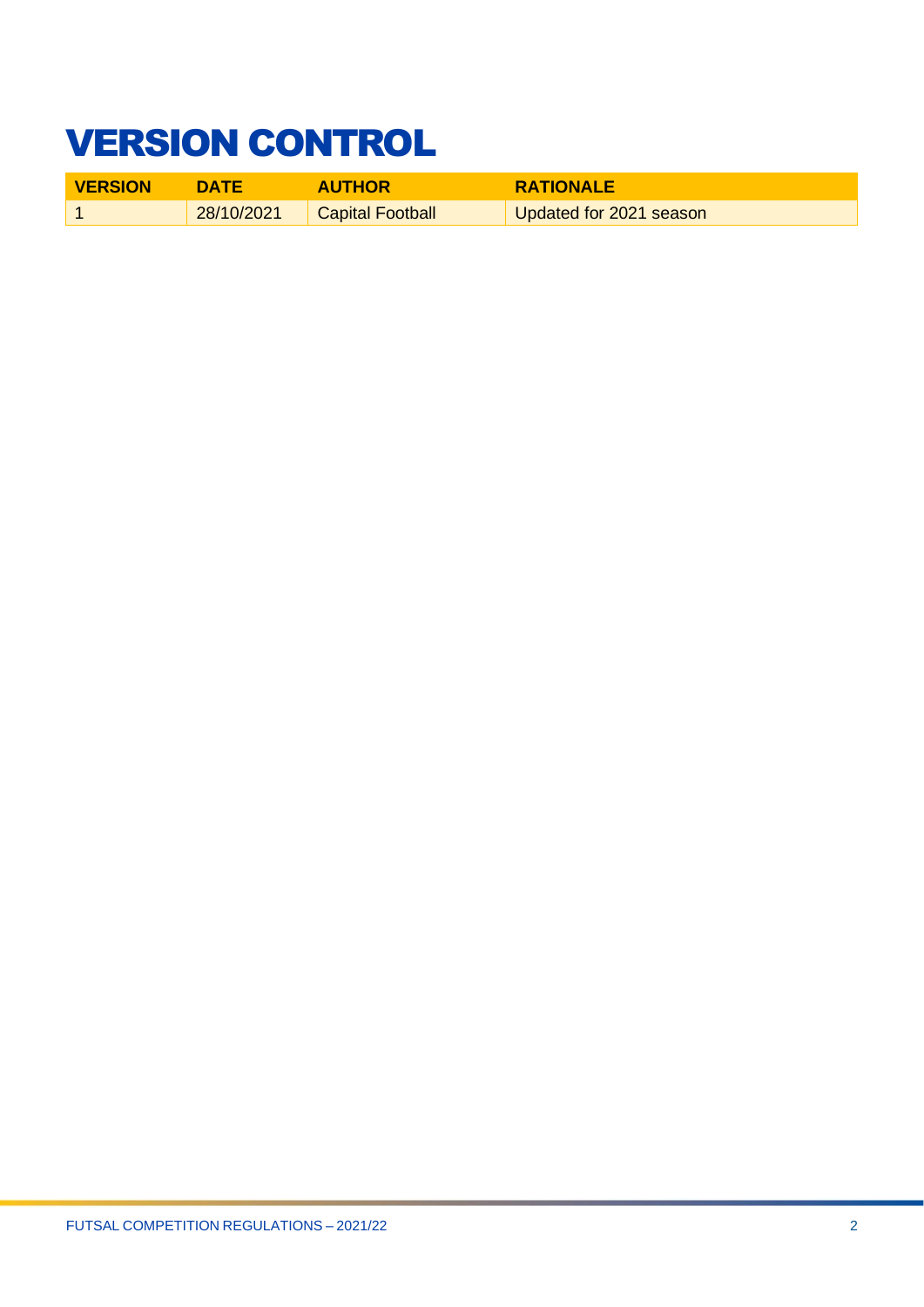# VERSION CONTROL

| VERSION | DATE | AUTHOR | RATIONALE |
| --- | --- | --- | --- |
| 1 | 28/10/2021 | Capital Football | Updated for 2021 season |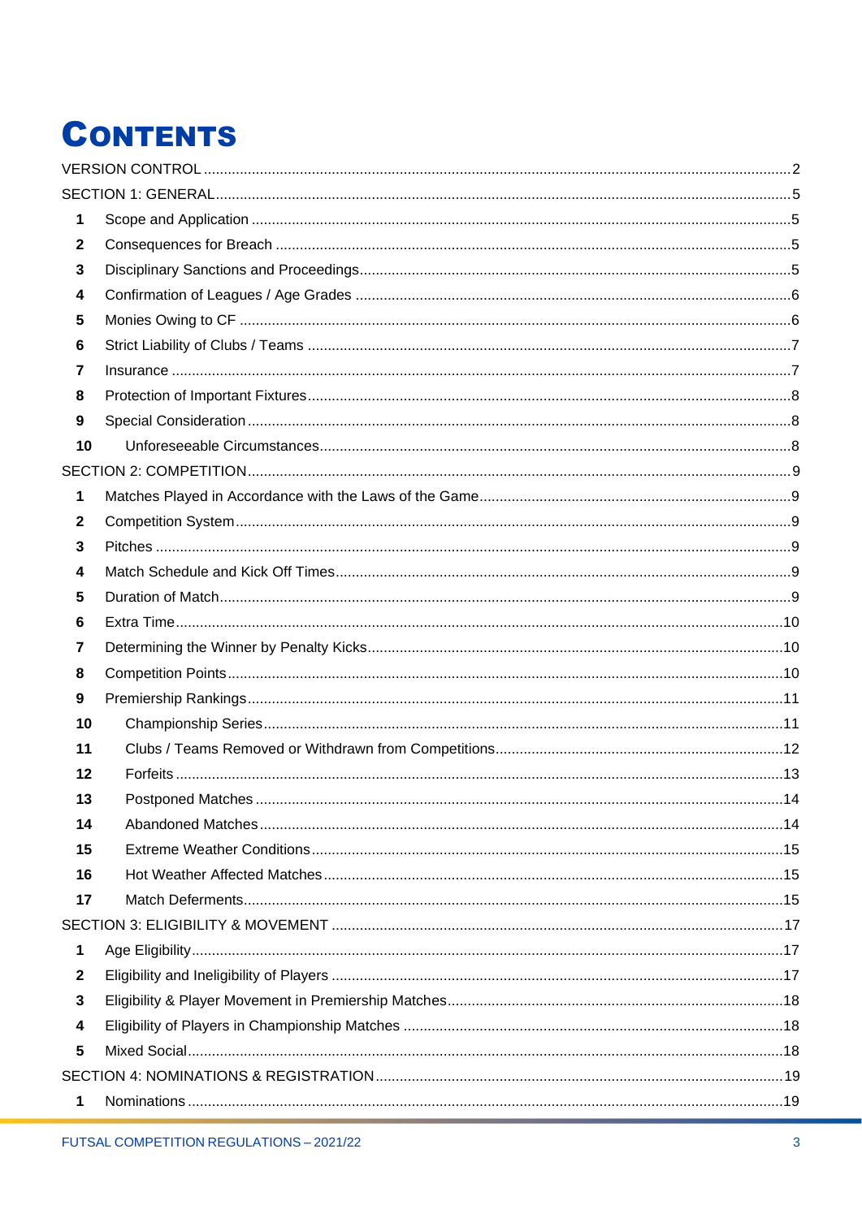# CONTENTS

VERSION CONTROL ... 2

SECTION 1: GENERAL ... 5

1 Scope and Application ... 5

2 Consequences for Breach ... 5

3 Disciplinary Sanctions and Proceedings ... 5

4 Confirmation of Leagues / Age Grades ... 6

5 Monies Owing to CF ... 6

6 Strict Liability of Clubs / Teams ... 7

7 Insurance ... 7

8 Protection of Important Fixtures ... 8

9 Special Consideration ... 8

10 Unforeseeable Circumstances ... 8

SECTION 2: COMPETITION ... 9

1 Matches Played in Accordance with the Laws of the Game ... 9

2 Competition System ... 9

3 Pitches ... 9

4 Match Schedule and Kick Off Times ... 9

5 Duration of Match ... 9

6 Extra Time ... 10

7 Determining the Winner by Penalty Kicks ... 10

8 Competition Points ... 10

9 Premiership Rankings ... 11

10 Championship Series ... 11

11 Clubs / Teams Removed or Withdrawn from Competitions ... 12

12 Forfeits ... 13

13 Postponed Matches ... 14

14 Abandoned Matches ... 14

15 Extreme Weather Conditions ... 15

16 Hot Weather Affected Matches ... 15

17 Match Deferments ... 15

SECTION 3: ELIGIBILITY & MOVEMENT ... 17

1 Age Eligibility ... 17

2 Eligibility and Ineligibility of Players ... 17

3 Eligibility & Player Movement in Premiership Matches ... 18

4 Eligibility of Players in Championship Matches ... 18

5 Mixed Social ... 18

SECTION 4: NOMINATIONS & REGISTRATION ... 19

1 Nominations ... 19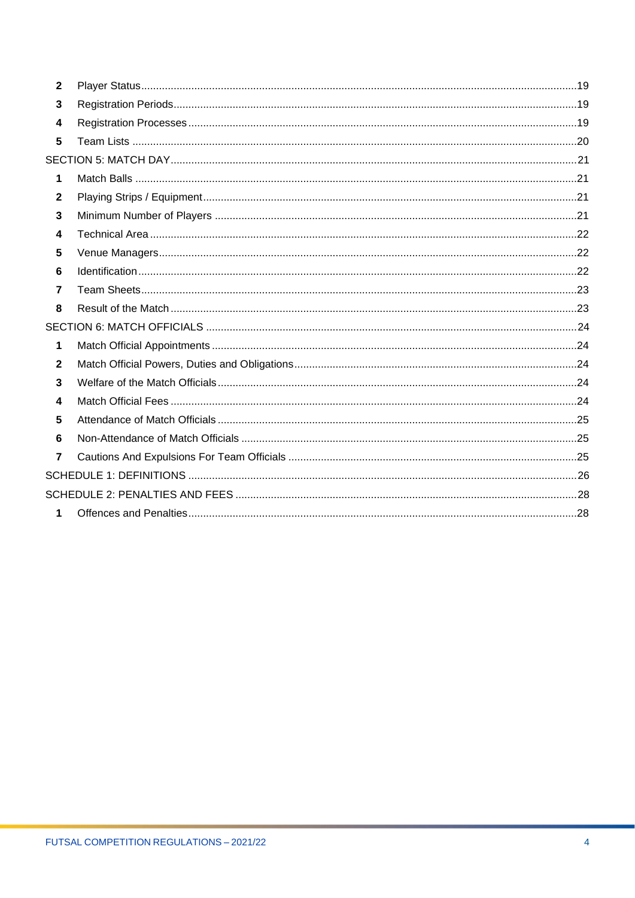| | | |
|---|---|---|
| **2** | Player Status | 19 |
| **3** | Registration Periods | 19 |
| **4** | Registration Processes | 19 |
| **5** | Team Lists | 20 |
| SECTION 5: MATCH DAY | | 21 |
| **1** | Match Balls | 21 |
| **2** | Playing Strips / Equipment | 21 |
| **3** | Minimum Number of Players | 21 |
| **4** | Technical Area | 22 |
| **5** | Venue Managers | 22 |
| **6** | Identification | 22 |
| **7** | Team Sheets | 23 |
| **8** | Result of the Match | 23 |
| SECTION 6: MATCH OFFICIALS | | 24 |
| **1** | Match Official Appointments | 24 |
| **2** | Match Official Powers, Duties and Obligations | 24 |
| **3** | Welfare of the Match Officials | 24 |
| **4** | Match Official Fees | 24 |
| **5** | Attendance of Match Officials | 25 |
| **6** | Non-Attendance of Match Officials | 25 |
| **7** | Cautions And Expulsions For Team Officials | 25 |
| SCHEDULE 1: DEFINITIONS | | 26 |
| SCHEDULE 2: PENALTIES AND FEES | | 28 |
| **1** | Offences and Penalties | 28 |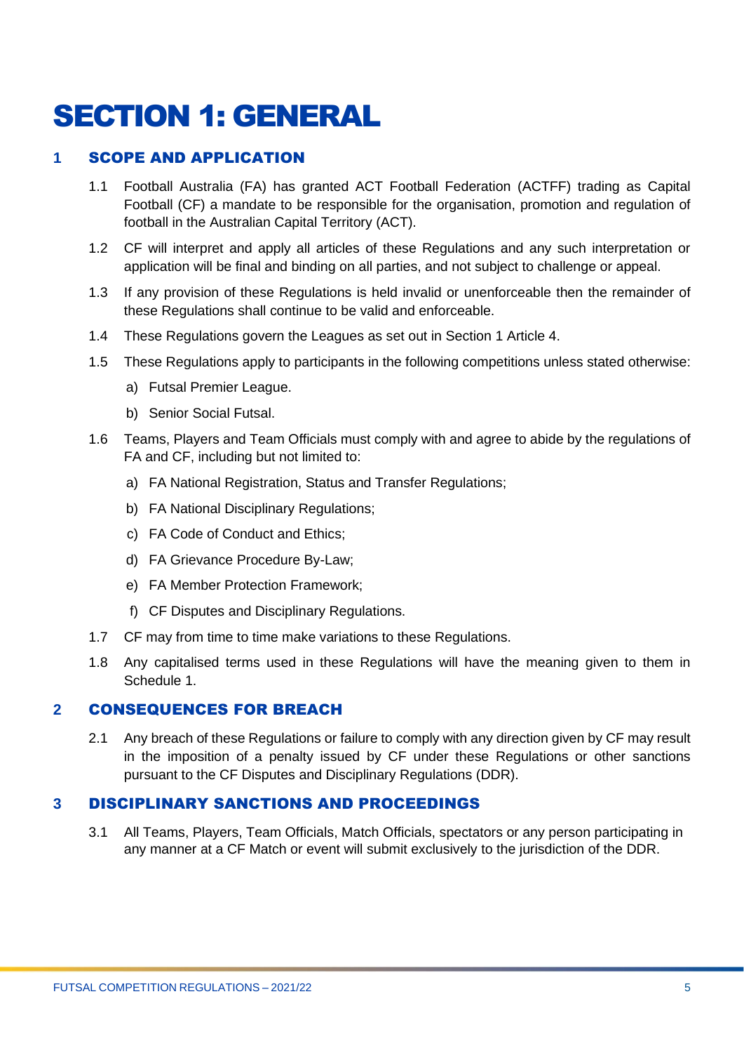# SECTION 1: GENERAL

## 1 SCOPE AND APPLICATION

1.1 Football Australia (FA) has granted ACT Football Federation (ACTFF) trading as Capital Football (CF) a mandate to be responsible for the organisation, promotion and regulation of football in the Australian Capital Territory (ACT).

1.2 CF will interpret and apply all articles of these Regulations and any such interpretation or application will be final and binding on all parties, and not subject to challenge or appeal.

1.3 If any provision of these Regulations is held invalid or unenforceable then the remainder of these Regulations shall continue to be valid and enforceable.

1.4 These Regulations govern the Leagues as set out in Section 1 Article 4.

1.5 These Regulations apply to participants in the following competitions unless stated otherwise:

a) Futsal Premier League.

b) Senior Social Futsal.

1.6 Teams, Players and Team Officials must comply with and agree to abide by the regulations of FA and CF, including but not limited to:

a) FA National Registration, Status and Transfer Regulations;

b) FA National Disciplinary Regulations;

c) FA Code of Conduct and Ethics;

d) FA Grievance Procedure By-Law;

e) FA Member Protection Framework;

f) CF Disputes and Disciplinary Regulations.

1.7 CF may from time to time make variations to these Regulations.

1.8 Any capitalised terms used in these Regulations will have the meaning given to them in Schedule 1.

## 2 CONSEQUENCES FOR BREACH

2.1 Any breach of these Regulations or failure to comply with any direction given by CF may result in the imposition of a penalty issued by CF under these Regulations or other sanctions pursuant to the CF Disputes and Disciplinary Regulations (DDR).

## 3 DISCIPLINARY SANCTIONS AND PROCEEDINGS

3.1 All Teams, Players, Team Officials, Match Officials, spectators or any person participating in any manner at a CF Match or event will submit exclusively to the jurisdiction of the DDR.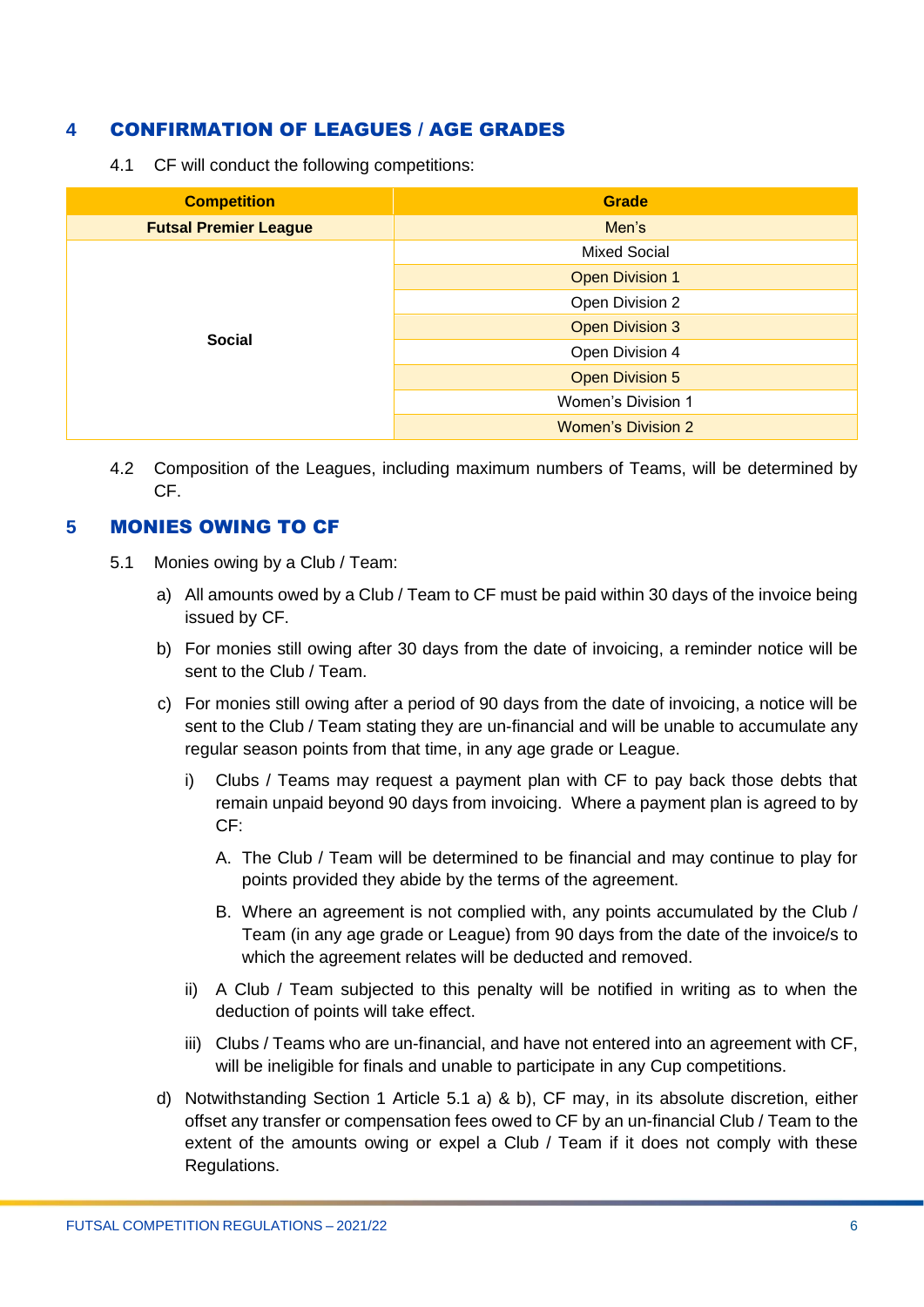## 4 CONFIRMATION OF LEAGUES / AGE GRADES

4.1 CF will conduct the following competitions:

| Competition | Grade |
|---|---|
| **Futsal Premier League** | Men's |
| **Social** | Mixed Social |
| | Open Division 1 |
| | Open Division 2 |
| | Open Division 3 |
| | Open Division 4 |
| | Open Division 5 |
| | Women's Division 1 |
| | Women's Division 2 |

4.2 Composition of the Leagues, including maximum numbers of Teams, will be determined by CF.

## 5 MONIES OWING TO CF

5.1 Monies owing by a Club / Team:

a) All amounts owed by a Club / Team to CF must be paid within 30 days of the invoice being issued by CF.

b) For monies still owing after 30 days from the date of invoicing, a reminder notice will be sent to the Club / Team.

c) For monies still owing after a period of 90 days from the date of invoicing, a notice will be sent to the Club / Team stating they are un-financial and will be unable to accumulate any regular season points from that time, in any age grade or League.

   i) Clubs / Teams may request a payment plan with CF to pay back those debts that remain unpaid beyond 90 days from invoicing. Where a payment plan is agreed to by CF:

      A. The Club / Team will be determined to be financial and may continue to play for points provided they abide by the terms of the agreement.

      B. Where an agreement is not complied with, any points accumulated by the Club / Team (in any age grade or League) from 90 days from the date of the invoice/s to which the agreement relates will be deducted and removed.

   ii) A Club / Team subjected to this penalty will be notified in writing as to when the deduction of points will take effect.

   iii) Clubs / Teams who are un-financial, and have not entered into an agreement with CF, will be ineligible for finals and unable to participate in any Cup competitions.

d) Notwithstanding Section 1 Article 5.1 a) & b), CF may, in its absolute discretion, either offset any transfer or compensation fees owed to CF by an un-financial Club / Team to the extent of the amounts owing or expel a Club / Team if it does not comply with these Regulations.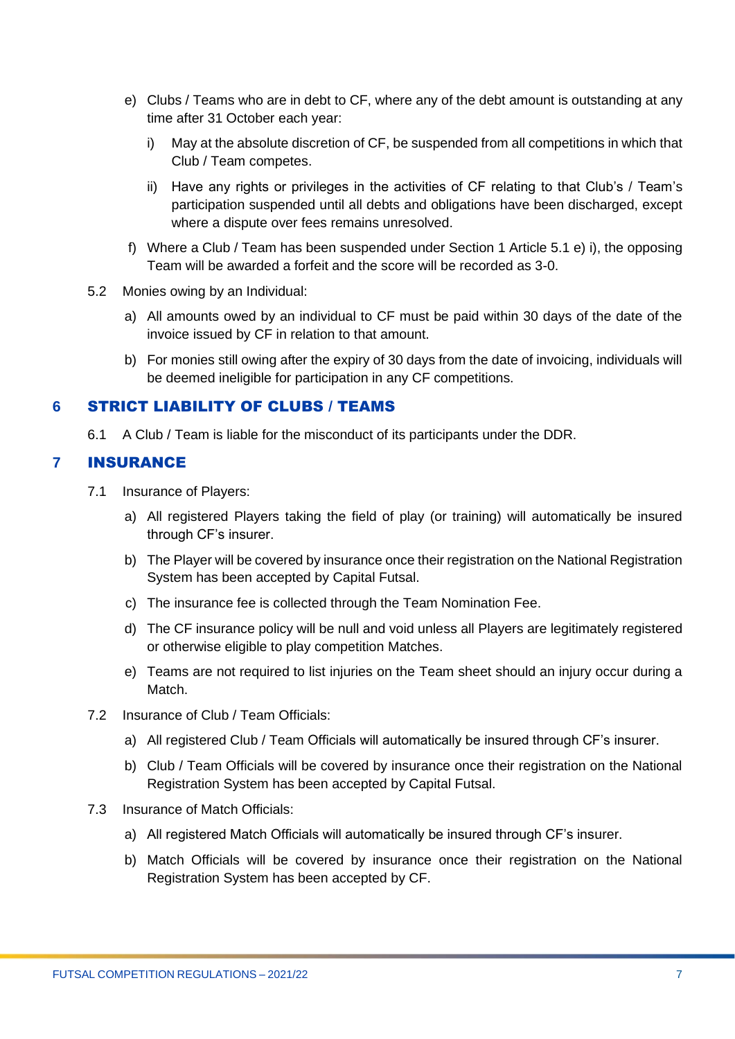e) Clubs / Teams who are in debt to CF, where any of the debt amount is outstanding at any time after 31 October each year:

   i) May at the absolute discretion of CF, be suspended from all competitions in which that Club / Team competes.

   ii) Have any rights or privileges in the activities of CF relating to that Club's / Team's participation suspended until all debts and obligations have been discharged, except where a dispute over fees remains unresolved.

f) Where a Club / Team has been suspended under Section 1 Article 5.1 e) i), the opposing Team will be awarded a forfeit and the score will be recorded as 3-0.

5.2 Monies owing by an Individual:

a) All amounts owed by an individual to CF must be paid within 30 days of the date of the invoice issued by CF in relation to that amount.

b) For monies still owing after the expiry of 30 days from the date of invoicing, individuals will be deemed ineligible for participation in any CF competitions.

## 6 STRICT LIABILITY OF CLUBS / TEAMS

6.1 A Club / Team is liable for the misconduct of its participants under the DDR.

## 7 INSURANCE

7.1 Insurance of Players:

a) All registered Players taking the field of play (or training) will automatically be insured through CF's insurer.

b) The Player will be covered by insurance once their registration on the National Registration System has been accepted by Capital Futsal.

c) The insurance fee is collected through the Team Nomination Fee.

d) The CF insurance policy will be null and void unless all Players are legitimately registered or otherwise eligible to play competition Matches.

e) Teams are not required to list injuries on the Team sheet should an injury occur during a Match.

7.2 Insurance of Club / Team Officials:

a) All registered Club / Team Officials will automatically be insured through CF's insurer.

b) Club / Team Officials will be covered by insurance once their registration on the National Registration System has been accepted by Capital Futsal.

7.3 Insurance of Match Officials:

a) All registered Match Officials will automatically be insured through CF's insurer.

b) Match Officials will be covered by insurance once their registration on the National Registration System has been accepted by CF.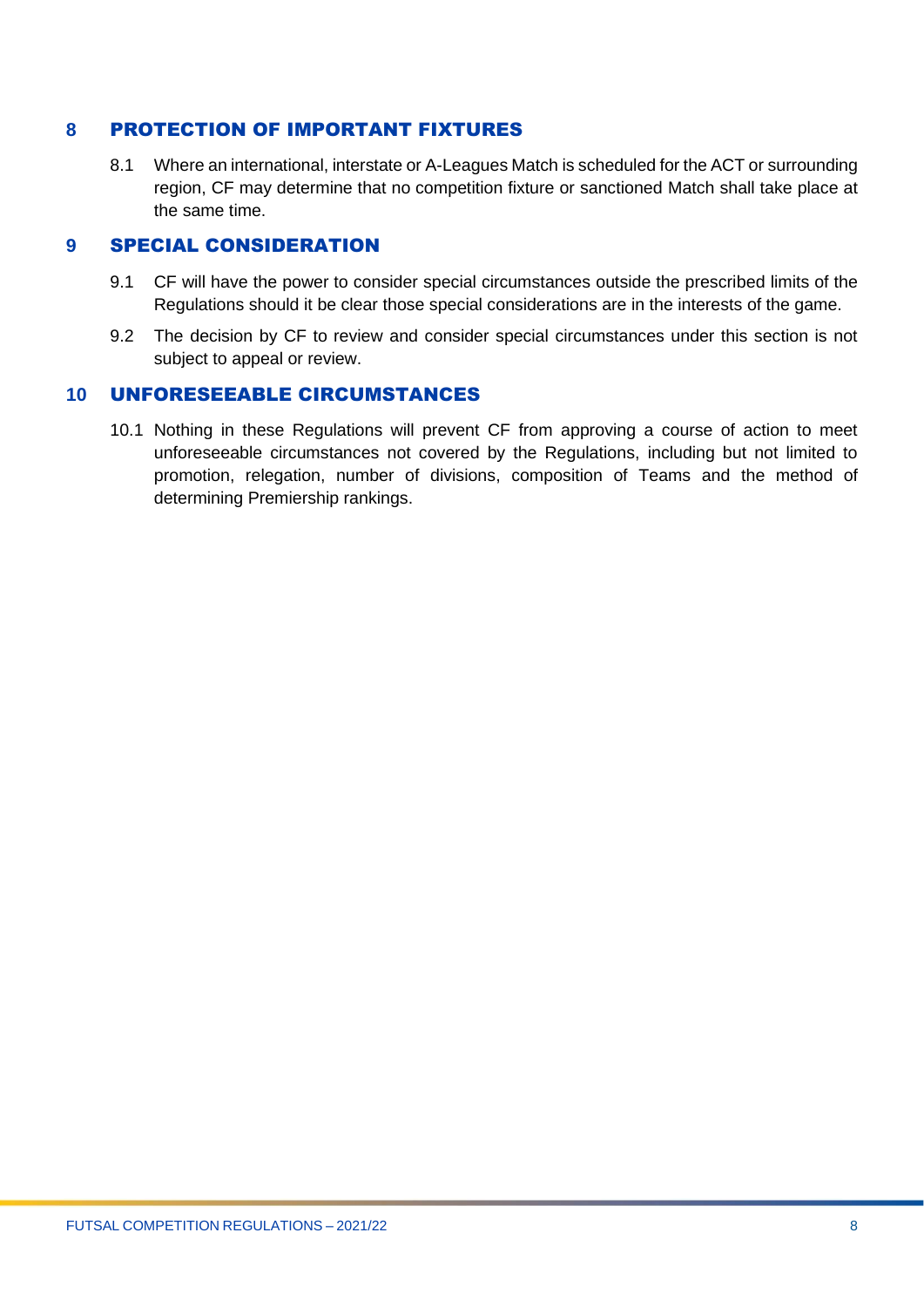## 8 PROTECTION OF IMPORTANT FIXTURES

8.1 Where an international, interstate or A-Leagues Match is scheduled for the ACT or surrounding region, CF may determine that no competition fixture or sanctioned Match shall take place at the same time.

## 9 SPECIAL CONSIDERATION

9.1 CF will have the power to consider special circumstances outside the prescribed limits of the Regulations should it be clear those special considerations are in the interests of the game.

9.2 The decision by CF to review and consider special circumstances under this section is not subject to appeal or review.

## 10 UNFORESEEABLE CIRCUMSTANCES

10.1 Nothing in these Regulations will prevent CF from approving a course of action to meet unforeseeable circumstances not covered by the Regulations, including but not limited to promotion, relegation, number of divisions, composition of Teams and the method of determining Premiership rankings.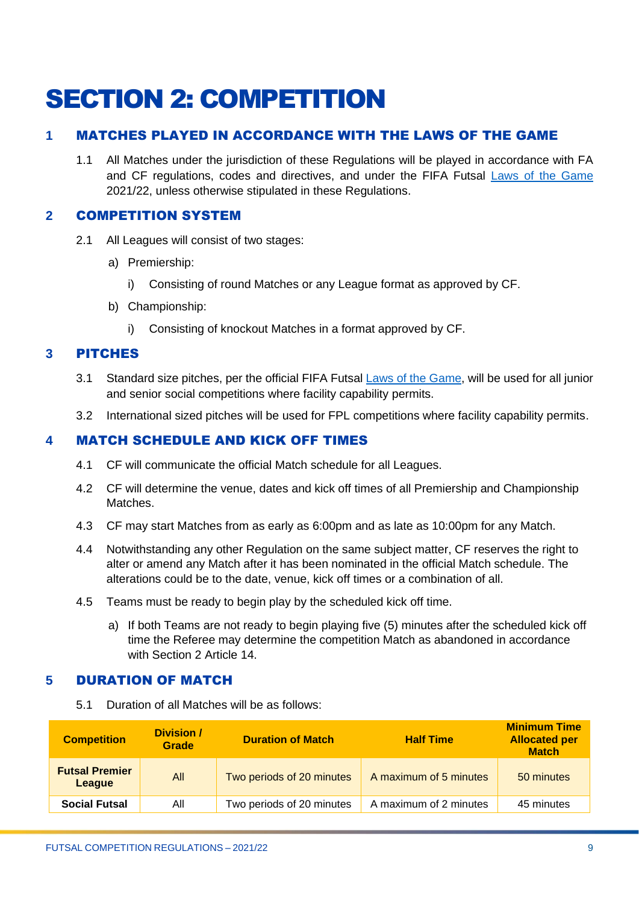# SECTION 2: COMPETITION

## 1 MATCHES PLAYED IN ACCORDANCE WITH THE LAWS OF THE GAME

1.1 All Matches under the jurisdiction of these Regulations will be played in accordance with FA and CF regulations, codes and directives, and under the FIFA Futsal Laws of the Game 2021/22, unless otherwise stipulated in these Regulations.

## 2 COMPETITION SYSTEM

2.1 All Leagues will consist of two stages:

a) Premiership:

i) Consisting of round Matches or any League format as approved by CF.

b) Championship:

i) Consisting of knockout Matches in a format approved by CF.

## 3 PITCHES

3.1 Standard size pitches, per the official FIFA Futsal Laws of the Game, will be used for all junior and senior social competitions where facility capability permits.

3.2 International sized pitches will be used for FPL competitions where facility capability permits.

## 4 MATCH SCHEDULE AND KICK OFF TIMES

4.1 CF will communicate the official Match schedule for all Leagues.

4.2 CF will determine the venue, dates and kick off times of all Premiership and Championship Matches.

4.3 CF may start Matches from as early as 6:00pm and as late as 10:00pm for any Match.

4.4 Notwithstanding any other Regulation on the same subject matter, CF reserves the right to alter or amend any Match after it has been nominated in the official Match schedule. The alterations could be to the date, venue, kick off times or a combination of all.

4.5 Teams must be ready to begin play by the scheduled kick off time.

a) If both Teams are not ready to begin playing five (5) minutes after the scheduled kick off time the Referee may determine the competition Match as abandoned in accordance with Section 2 Article 14.

## 5 DURATION OF MATCH

5.1 Duration of all Matches will be as follows:

| Competition | Division / Grade | Duration of Match | Half Time | Minimum Time Allocated per Match |
|---|---|---|---|---|
| **Futsal Premier League** | All | Two periods of 20 minutes | A maximum of 5 minutes | 50 minutes |
| **Social Futsal** | All | Two periods of 20 minutes | A maximum of 2 minutes | 45 minutes |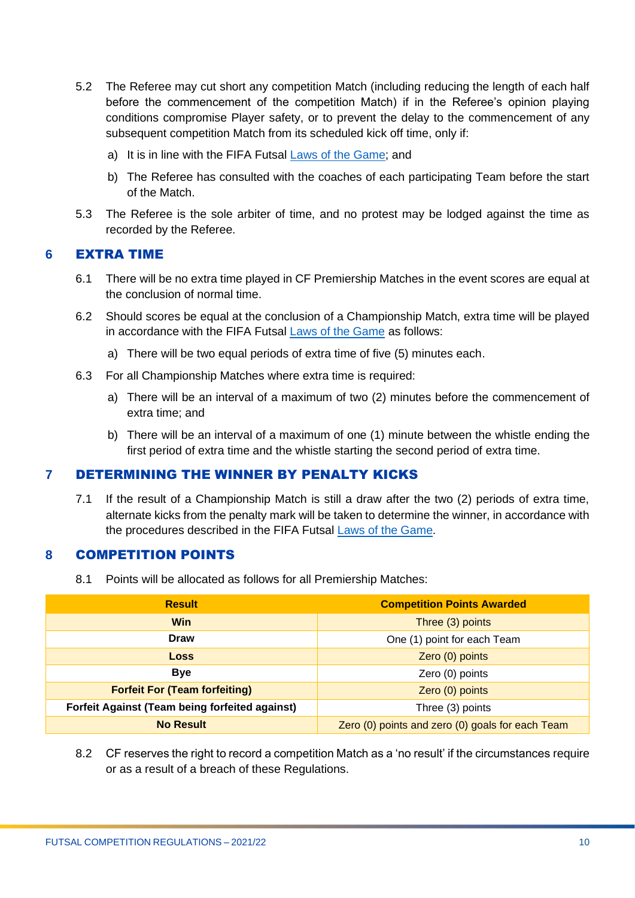5.2 The Referee may cut short any competition Match (including reducing the length of each half before the commencement of the competition Match) if in the Referee's opinion playing conditions compromise Player safety, or to prevent the delay to the commencement of any subsequent competition Match from its scheduled kick off time, only if:

a) It is in line with the FIFA Futsal Laws of the Game; and

b) The Referee has consulted with the coaches of each participating Team before the start of the Match.

5.3 The Referee is the sole arbiter of time, and no protest may be lodged against the time as recorded by the Referee.

## 6 EXTRA TIME

6.1 There will be no extra time played in CF Premiership Matches in the event scores are equal at the conclusion of normal time.

6.2 Should scores be equal at the conclusion of a Championship Match, extra time will be played in accordance with the FIFA Futsal Laws of the Game as follows:

a) There will be two equal periods of extra time of five (5) minutes each.

6.3 For all Championship Matches where extra time is required:

a) There will be an interval of a maximum of two (2) minutes before the commencement of extra time; and

b) There will be an interval of a maximum of one (1) minute between the whistle ending the first period of extra time and the whistle starting the second period of extra time.

## 7 DETERMINING THE WINNER BY PENALTY KICKS

7.1 If the result of a Championship Match is still a draw after the two (2) periods of extra time, alternate kicks from the penalty mark will be taken to determine the winner, in accordance with the procedures described in the FIFA Futsal Laws of the Game.

## 8 COMPETITION POINTS

8.1 Points will be allocated as follows for all Premiership Matches:

| Result | Competition Points Awarded |
| --- | --- |
| **Win** | Three (3) points |
| **Draw** | One (1) point for each Team |
| **Loss** | Zero (0) points |
| **Bye** | Zero (0) points |
| **Forfeit For (Team forfeiting)** | Zero (0) points |
| **Forfeit Against (Team being forfeited against)** | Three (3) points |
| **No Result** | Zero (0) points and zero (0) goals for each Team |

8.2 CF reserves the right to record a competition Match as a 'no result' if the circumstances require or as a result of a breach of these Regulations.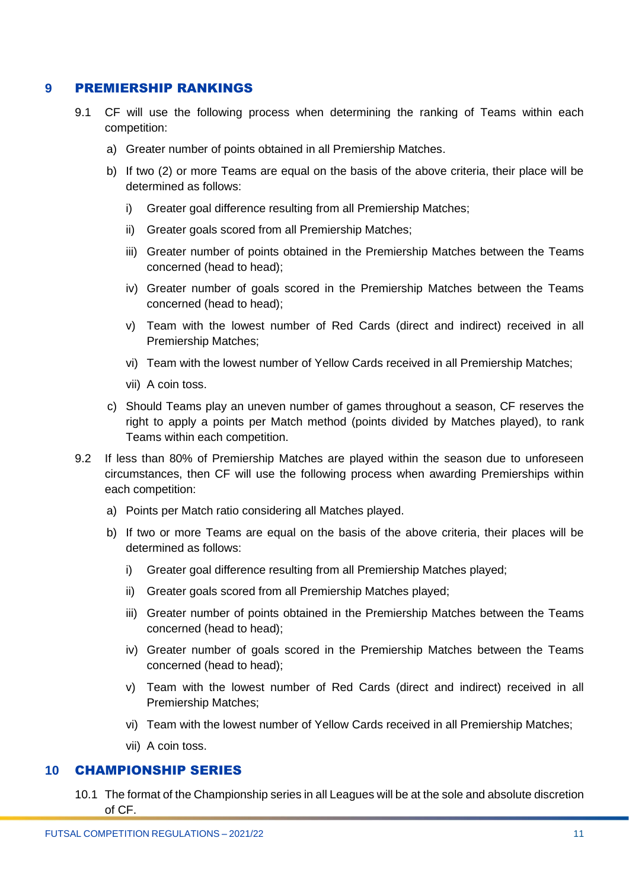## 9 PREMIERSHIP RANKINGS

9.1 CF will use the following process when determining the ranking of Teams within each competition:

a) Greater number of points obtained in all Premiership Matches.

b) If two (2) or more Teams are equal on the basis of the above criteria, their place will be determined as follows:

i) Greater goal difference resulting from all Premiership Matches;

ii) Greater goals scored from all Premiership Matches;

iii) Greater number of points obtained in the Premiership Matches between the Teams concerned (head to head);

iv) Greater number of goals scored in the Premiership Matches between the Teams concerned (head to head);

v) Team with the lowest number of Red Cards (direct and indirect) received in all Premiership Matches;

vi) Team with the lowest number of Yellow Cards received in all Premiership Matches;

vii) A coin toss.

c) Should Teams play an uneven number of games throughout a season, CF reserves the right to apply a points per Match method (points divided by Matches played), to rank Teams within each competition.

9.2 If less than 80% of Premiership Matches are played within the season due to unforeseen circumstances, then CF will use the following process when awarding Premierships within each competition:

a) Points per Match ratio considering all Matches played.

b) If two or more Teams are equal on the basis of the above criteria, their places will be determined as follows:

i) Greater goal difference resulting from all Premiership Matches played;

ii) Greater goals scored from all Premiership Matches played;

iii) Greater number of points obtained in the Premiership Matches between the Teams concerned (head to head);

iv) Greater number of goals scored in the Premiership Matches between the Teams concerned (head to head);

v) Team with the lowest number of Red Cards (direct and indirect) received in all Premiership Matches;

vi) Team with the lowest number of Yellow Cards received in all Premiership Matches;

vii) A coin toss.

## 10 CHAMPIONSHIP SERIES

10.1 The format of the Championship series in all Leagues will be at the sole and absolute discretion of CF.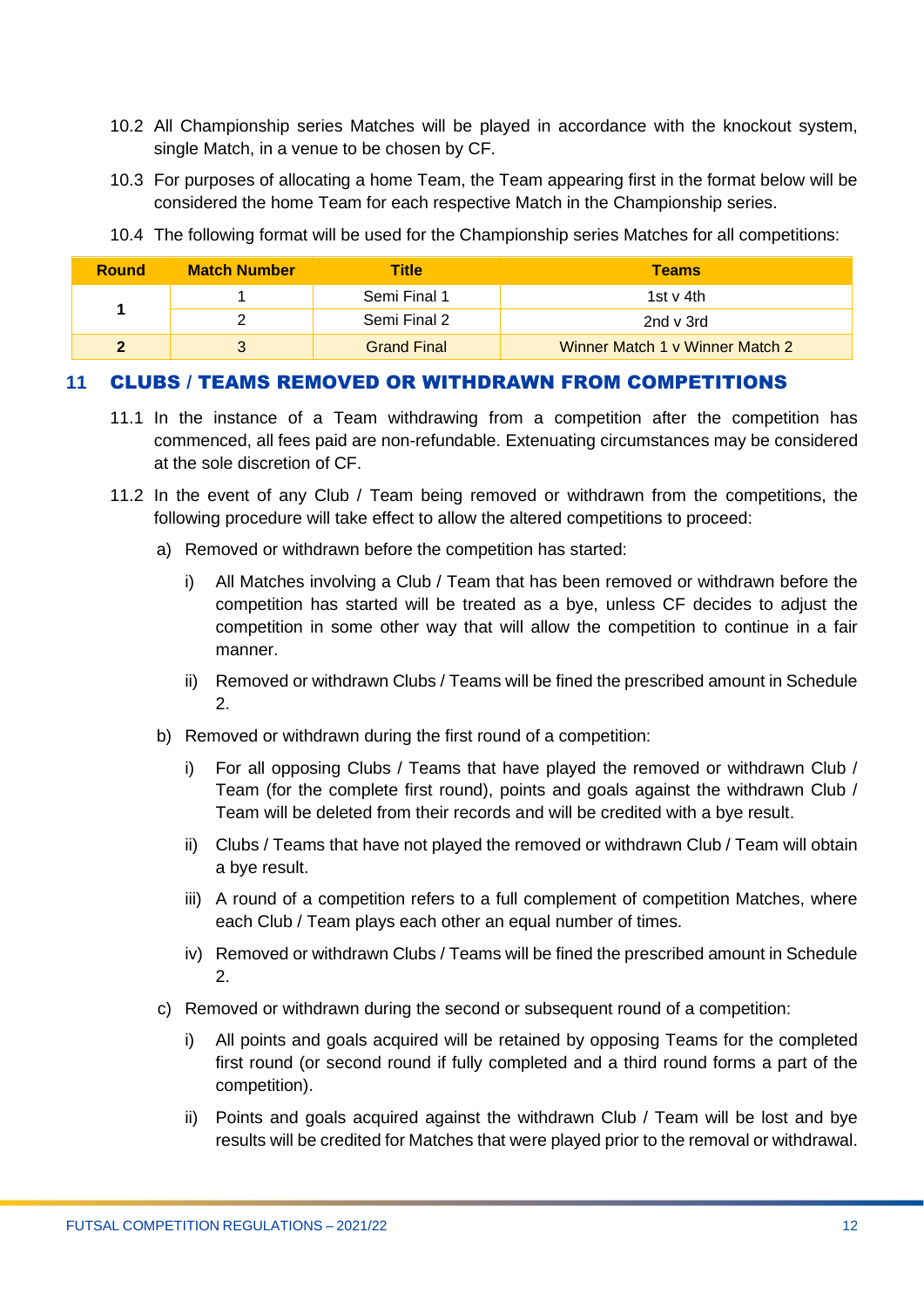10.2 All Championship series Matches will be played in accordance with the knockout system, single Match, in a venue to be chosen by CF.

10.3 For purposes of allocating a home Team, the Team appearing first in the format below will be considered the home Team for each respective Match in the Championship series.

10.4 The following format will be used for the Championship series Matches for all competitions:

| Round | Match Number | Title | Teams |
|---|---|---|---|
| 1 | 1 | Semi Final 1 | 1st v 4th |
| | 2 | Semi Final 2 | 2nd v 3rd |
| 2 | 3 | Grand Final | Winner Match 1 v Winner Match 2 |

## 11 CLUBS / TEAMS REMOVED OR WITHDRAWN FROM COMPETITIONS

11.1 In the instance of a Team withdrawing from a competition after the competition has commenced, all fees paid are non-refundable. Extenuating circumstances may be considered at the sole discretion of CF.

11.2 In the event of any Club / Team being removed or withdrawn from the competitions, the following procedure will take effect to allow the altered competitions to proceed:

a) Removed or withdrawn before the competition has started:

   i) All Matches involving a Club / Team that has been removed or withdrawn before the competition has started will be treated as a bye, unless CF decides to adjust the competition in some other way that will allow the competition to continue in a fair manner.

   ii) Removed or withdrawn Clubs / Teams will be fined the prescribed amount in Schedule 2.

b) Removed or withdrawn during the first round of a competition:

   i) For all opposing Clubs / Teams that have played the removed or withdrawn Club / Team (for the complete first round), points and goals against the withdrawn Club / Team will be deleted from their records and will be credited with a bye result.

   ii) Clubs / Teams that have not played the removed or withdrawn Club / Team will obtain a bye result.

   iii) A round of a competition refers to a full complement of competition Matches, where each Club / Team plays each other an equal number of times.

   iv) Removed or withdrawn Clubs / Teams will be fined the prescribed amount in Schedule 2.

c) Removed or withdrawn during the second or subsequent round of a competition:

   i) All points and goals acquired will be retained by opposing Teams for the completed first round (or second round if fully completed and a third round forms a part of the competition).

   ii) Points and goals acquired against the withdrawn Club / Team will be lost and bye results will be credited for Matches that were played prior to the removal or withdrawal.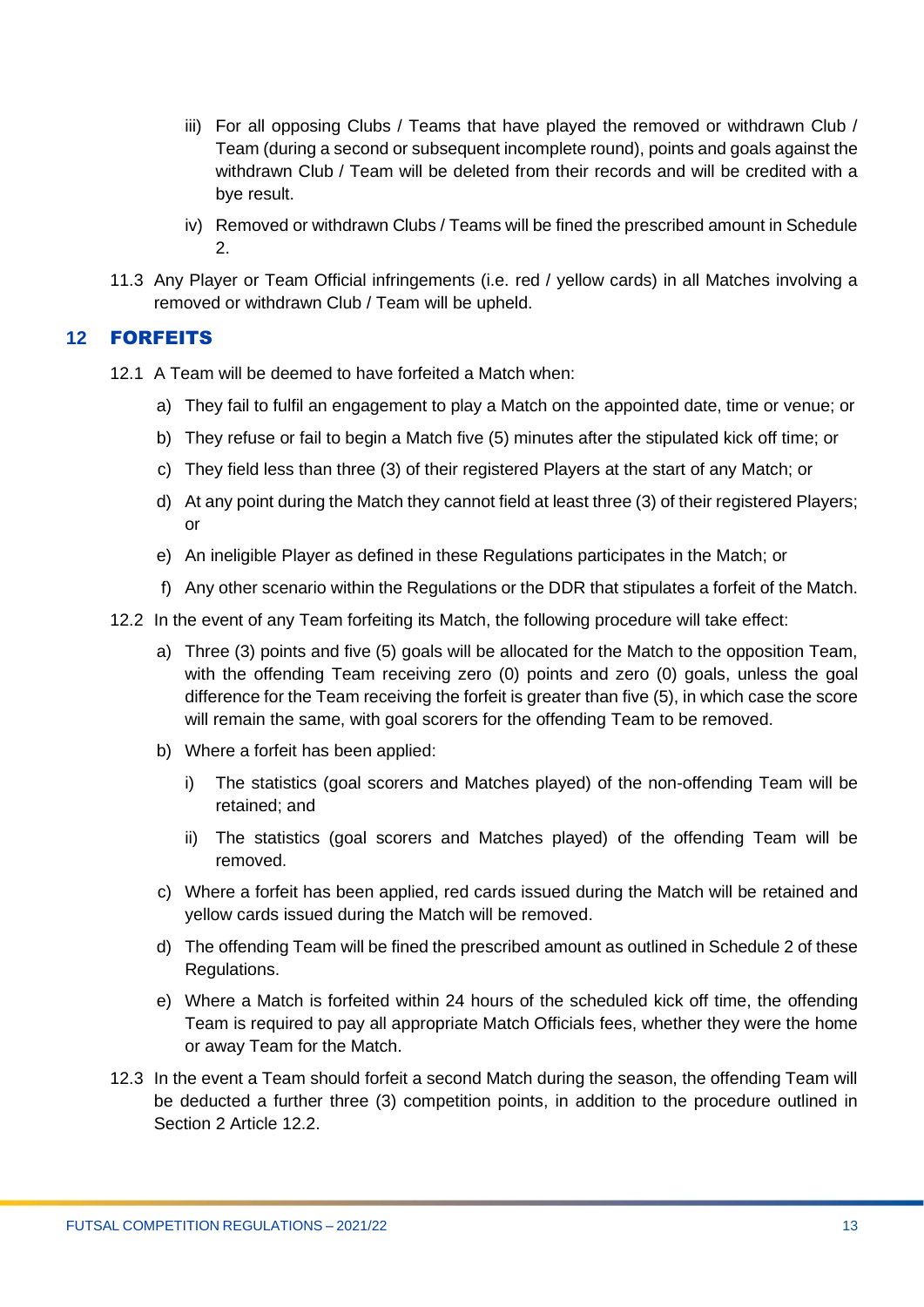iii) For all opposing Clubs / Teams that have played the removed or withdrawn Club / Team (during a second or subsequent incomplete round), points and goals against the withdrawn Club / Team will be deleted from their records and will be credited with a bye result.

iv) Removed or withdrawn Clubs / Teams will be fined the prescribed amount in Schedule 2.

11.3 Any Player or Team Official infringements (i.e. red / yellow cards) in all Matches involving a removed or withdrawn Club / Team will be upheld.

## 12 FORFEITS

12.1 A Team will be deemed to have forfeited a Match when:

a) They fail to fulfil an engagement to play a Match on the appointed date, time or venue; or

b) They refuse or fail to begin a Match five (5) minutes after the stipulated kick off time; or

c) They field less than three (3) of their registered Players at the start of any Match; or

d) At any point during the Match they cannot field at least three (3) of their registered Players; or

e) An ineligible Player as defined in these Regulations participates in the Match; or

f) Any other scenario within the Regulations or the DDR that stipulates a forfeit of the Match.

12.2 In the event of any Team forfeiting its Match, the following procedure will take effect:

a) Three (3) points and five (5) goals will be allocated for the Match to the opposition Team, with the offending Team receiving zero (0) points and zero (0) goals, unless the goal difference for the Team receiving the forfeit is greater than five (5), in which case the score will remain the same, with goal scorers for the offending Team to be removed.

b) Where a forfeit has been applied:

i) The statistics (goal scorers and Matches played) of the non-offending Team will be retained; and

ii) The statistics (goal scorers and Matches played) of the offending Team will be removed.

c) Where a forfeit has been applied, red cards issued during the Match will be retained and yellow cards issued during the Match will be removed.

d) The offending Team will be fined the prescribed amount as outlined in Schedule 2 of these Regulations.

e) Where a Match is forfeited within 24 hours of the scheduled kick off time, the offending Team is required to pay all appropriate Match Officials fees, whether they were the home or away Team for the Match.

12.3 In the event a Team should forfeit a second Match during the season, the offending Team will be deducted a further three (3) competition points, in addition to the procedure outlined in Section 2 Article 12.2.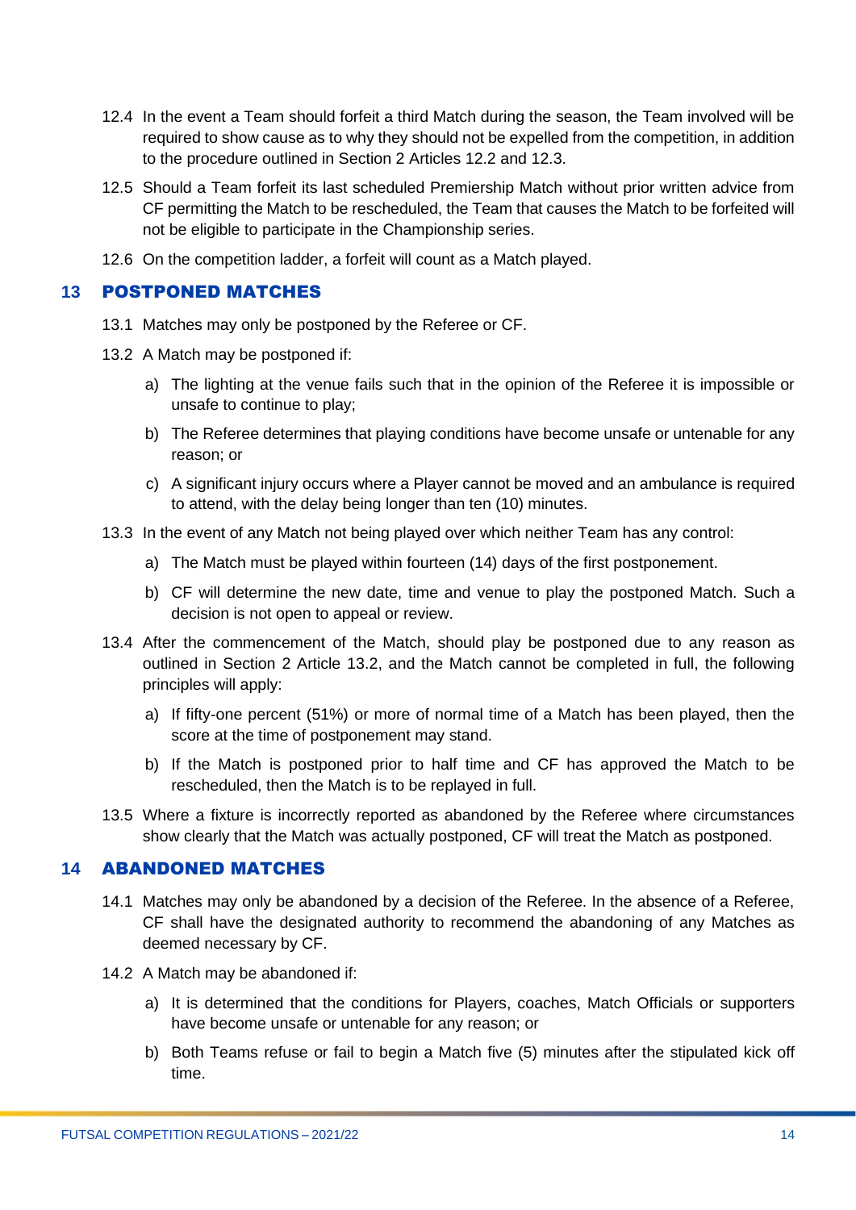12.4 In the event a Team should forfeit a third Match during the season, the Team involved will be required to show cause as to why they should not be expelled from the competition, in addition to the procedure outlined in Section 2 Articles 12.2 and 12.3.

12.5 Should a Team forfeit its last scheduled Premiership Match without prior written advice from CF permitting the Match to be rescheduled, the Team that causes the Match to be forfeited will not be eligible to participate in the Championship series.

12.6 On the competition ladder, a forfeit will count as a Match played.

## 13 POSTPONED MATCHES

13.1 Matches may only be postponed by the Referee or CF.

13.2 A Match may be postponed if:

a) The lighting at the venue fails such that in the opinion of the Referee it is impossible or unsafe to continue to play;

b) The Referee determines that playing conditions have become unsafe or untenable for any reason; or

c) A significant injury occurs where a Player cannot be moved and an ambulance is required to attend, with the delay being longer than ten (10) minutes.

13.3 In the event of any Match not being played over which neither Team has any control:

a) The Match must be played within fourteen (14) days of the first postponement.

b) CF will determine the new date, time and venue to play the postponed Match. Such a decision is not open to appeal or review.

13.4 After the commencement of the Match, should play be postponed due to any reason as outlined in Section 2 Article 13.2, and the Match cannot be completed in full, the following principles will apply:

a) If fifty-one percent (51%) or more of normal time of a Match has been played, then the score at the time of postponement may stand.

b) If the Match is postponed prior to half time and CF has approved the Match to be rescheduled, then the Match is to be replayed in full.

13.5 Where a fixture is incorrectly reported as abandoned by the Referee where circumstances show clearly that the Match was actually postponed, CF will treat the Match as postponed.

## 14 ABANDONED MATCHES

14.1 Matches may only be abandoned by a decision of the Referee. In the absence of a Referee, CF shall have the designated authority to recommend the abandoning of any Matches as deemed necessary by CF.

14.2 A Match may be abandoned if:

a) It is determined that the conditions for Players, coaches, Match Officials or supporters have become unsafe or untenable for any reason; or

b) Both Teams refuse or fail to begin a Match five (5) minutes after the stipulated kick off time.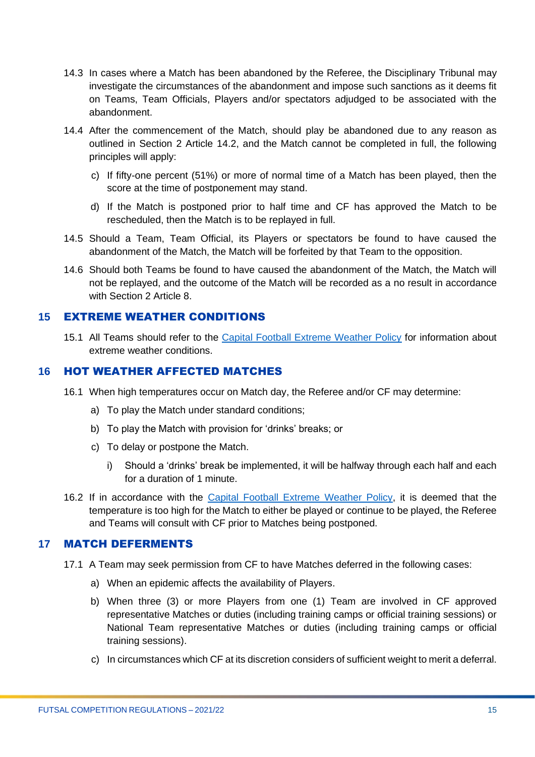14.3 In cases where a Match has been abandoned by the Referee, the Disciplinary Tribunal may investigate the circumstances of the abandonment and impose such sanctions as it deems fit on Teams, Team Officials, Players and/or spectators adjudged to be associated with the abandonment.

14.4 After the commencement of the Match, should play be abandoned due to any reason as outlined in Section 2 Article 14.2, and the Match cannot be completed in full, the following principles will apply:

c) If fifty-one percent (51%) or more of normal time of a Match has been played, then the score at the time of postponement may stand.

d) If the Match is postponed prior to half time and CF has approved the Match to be rescheduled, then the Match is to be replayed in full.

14.5 Should a Team, Team Official, its Players or spectators be found to have caused the abandonment of the Match, the Match will be forfeited by that Team to the opposition.

14.6 Should both Teams be found to have caused the abandonment of the Match, the Match will not be replayed, and the outcome of the Match will be recorded as a no result in accordance with Section 2 Article 8.

## 15 EXTREME WEATHER CONDITIONS

15.1 All Teams should refer to the Capital Football Extreme Weather Policy for information about extreme weather conditions.

## 16 HOT WEATHER AFFECTED MATCHES

16.1 When high temperatures occur on Match day, the Referee and/or CF may determine:

a) To play the Match under standard conditions;

b) To play the Match with provision for 'drinks' breaks; or

c) To delay or postpone the Match.

i) Should a 'drinks' break be implemented, it will be halfway through each half and each for a duration of 1 minute.

16.2 If in accordance with the Capital Football Extreme Weather Policy, it is deemed that the temperature is too high for the Match to either be played or continue to be played, the Referee and Teams will consult with CF prior to Matches being postponed.

## 17 MATCH DEFERMENTS

17.1 A Team may seek permission from CF to have Matches deferred in the following cases:

a) When an epidemic affects the availability of Players.

b) When three (3) or more Players from one (1) Team are involved in CF approved representative Matches or duties (including training camps or official training sessions) or National Team representative Matches or duties (including training camps or official training sessions).

c) In circumstances which CF at its discretion considers of sufficient weight to merit a deferral.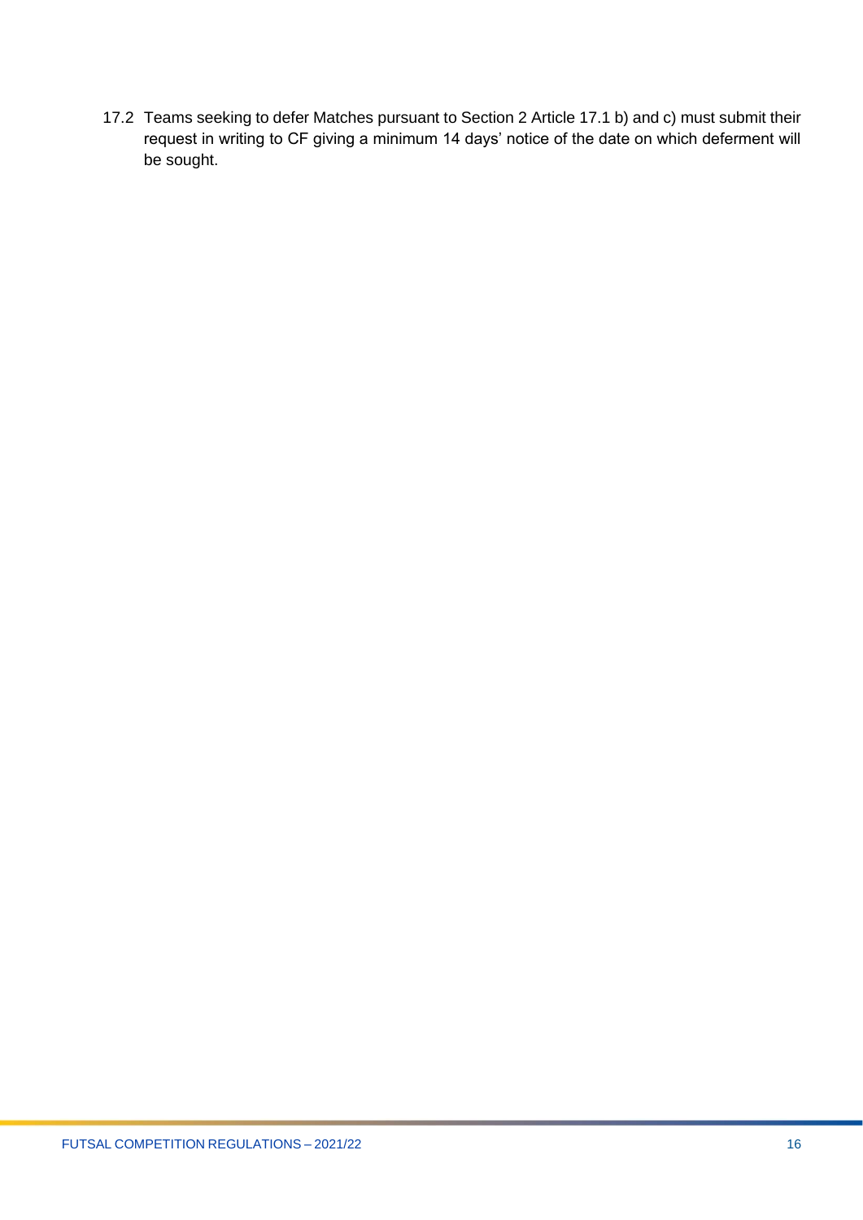17.2 Teams seeking to defer Matches pursuant to Section 2 Article 17.1 b) and c) must submit their request in writing to CF giving a minimum 14 days' notice of the date on which deferment will be sought.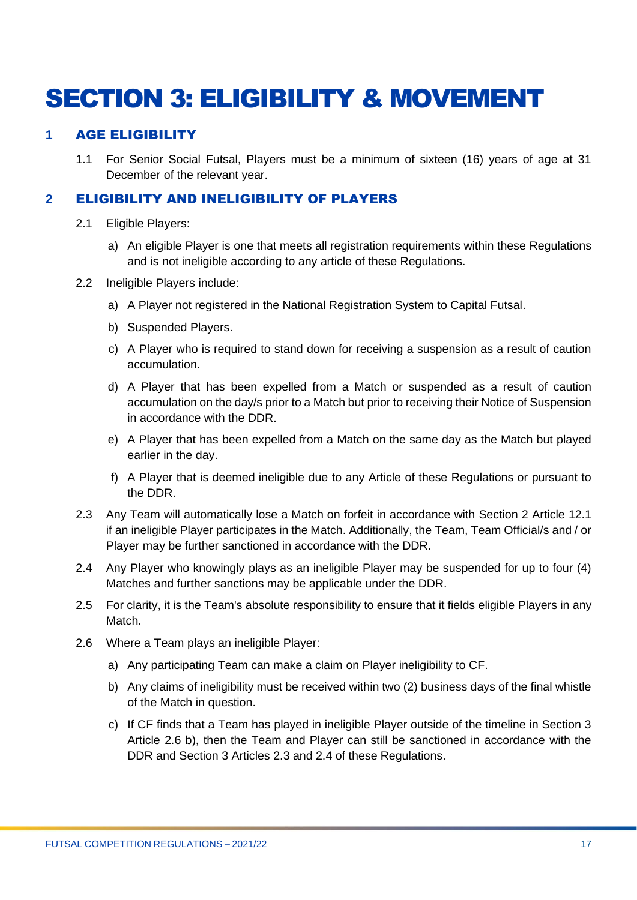# SECTION 3: ELIGIBILITY & MOVEMENT

## 1 AGE ELIGIBILITY

1.1 For Senior Social Futsal, Players must be a minimum of sixteen (16) years of age at 31 December of the relevant year.

## 2 ELIGIBILITY AND INELIGIBILITY OF PLAYERS

2.1 Eligible Players:

a) An eligible Player is one that meets all registration requirements within these Regulations and is not ineligible according to any article of these Regulations.

2.2 Ineligible Players include:

a) A Player not registered in the National Registration System to Capital Futsal.

b) Suspended Players.

c) A Player who is required to stand down for receiving a suspension as a result of caution accumulation.

d) A Player that has been expelled from a Match or suspended as a result of caution accumulation on the day/s prior to a Match but prior to receiving their Notice of Suspension in accordance with the DDR.

e) A Player that has been expelled from a Match on the same day as the Match but played earlier in the day.

f) A Player that is deemed ineligible due to any Article of these Regulations or pursuant to the DDR.

2.3 Any Team will automatically lose a Match on forfeit in accordance with Section 2 Article 12.1 if an ineligible Player participates in the Match. Additionally, the Team, Team Official/s and / or Player may be further sanctioned in accordance with the DDR.

2.4 Any Player who knowingly plays as an ineligible Player may be suspended for up to four (4) Matches and further sanctions may be applicable under the DDR.

2.5 For clarity, it is the Team's absolute responsibility to ensure that it fields eligible Players in any Match.

2.6 Where a Team plays an ineligible Player:

a) Any participating Team can make a claim on Player ineligibility to CF.

b) Any claims of ineligibility must be received within two (2) business days of the final whistle of the Match in question.

c) If CF finds that a Team has played in ineligible Player outside of the timeline in Section 3 Article 2.6 b), then the Team and Player can still be sanctioned in accordance with the DDR and Section 3 Articles 2.3 and 2.4 of these Regulations.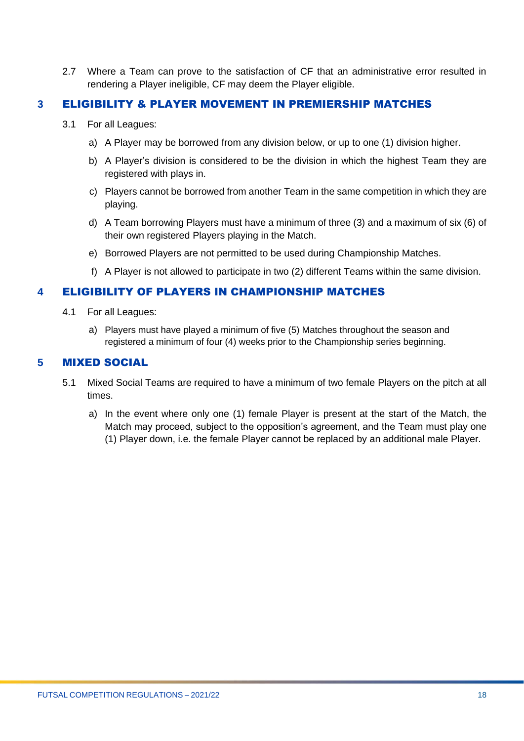2.7 Where a Team can prove to the satisfaction of CF that an administrative error resulted in rendering a Player ineligible, CF may deem the Player eligible.

## 3 ELIGIBILITY & PLAYER MOVEMENT IN PREMIERSHIP MATCHES

3.1 For all Leagues:

a) A Player may be borrowed from any division below, or up to one (1) division higher.

b) A Player's division is considered to be the division in which the highest Team they are registered with plays in.

c) Players cannot be borrowed from another Team in the same competition in which they are playing.

d) A Team borrowing Players must have a minimum of three (3) and a maximum of six (6) of their own registered Players playing in the Match.

e) Borrowed Players are not permitted to be used during Championship Matches.

f) A Player is not allowed to participate in two (2) different Teams within the same division.

## 4 ELIGIBILITY OF PLAYERS IN CHAMPIONSHIP MATCHES

4.1 For all Leagues:

a) Players must have played a minimum of five (5) Matches throughout the season and registered a minimum of four (4) weeks prior to the Championship series beginning.

## 5 MIXED SOCIAL

5.1 Mixed Social Teams are required to have a minimum of two female Players on the pitch at all times.

a) In the event where only one (1) female Player is present at the start of the Match, the Match may proceed, subject to the opposition's agreement, and the Team must play one (1) Player down, i.e. the female Player cannot be replaced by an additional male Player.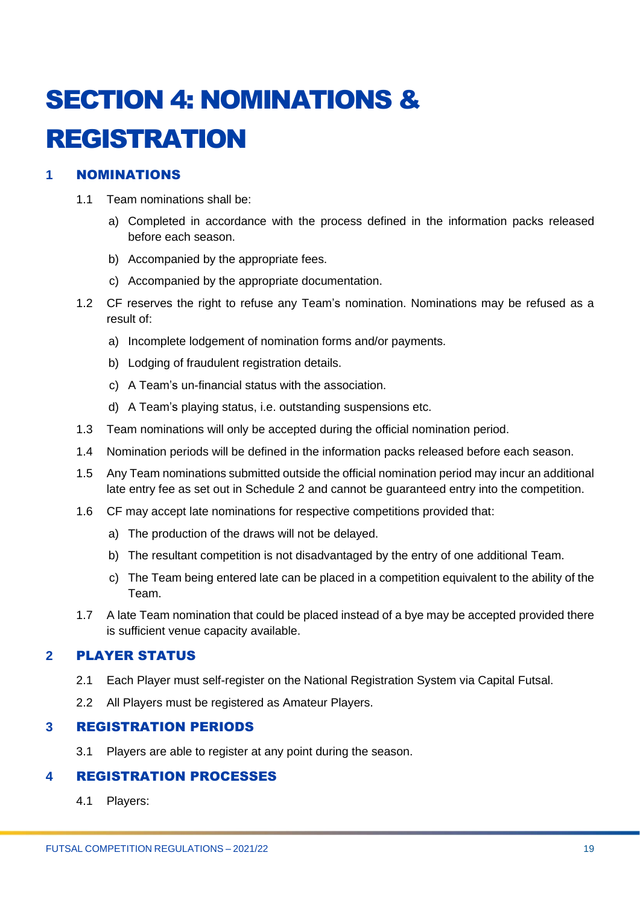# SECTION 4: NOMINATIONS & REGISTRATION

## 1 NOMINATIONS

1.1 Team nominations shall be:

a) Completed in accordance with the process defined in the information packs released before each season.

b) Accompanied by the appropriate fees.

c) Accompanied by the appropriate documentation.

1.2 CF reserves the right to refuse any Team's nomination. Nominations may be refused as a result of:

a) Incomplete lodgement of nomination forms and/or payments.

b) Lodging of fraudulent registration details.

c) A Team's un-financial status with the association.

d) A Team's playing status, i.e. outstanding suspensions etc.

1.3 Team nominations will only be accepted during the official nomination period.

1.4 Nomination periods will be defined in the information packs released before each season.

1.5 Any Team nominations submitted outside the official nomination period may incur an additional late entry fee as set out in Schedule 2 and cannot be guaranteed entry into the competition.

1.6 CF may accept late nominations for respective competitions provided that:

a) The production of the draws will not be delayed.

b) The resultant competition is not disadvantaged by the entry of one additional Team.

c) The Team being entered late can be placed in a competition equivalent to the ability of the Team.

1.7 A late Team nomination that could be placed instead of a bye may be accepted provided there is sufficient venue capacity available.

## 2 PLAYER STATUS

2.1 Each Player must self-register on the National Registration System via Capital Futsal.

2.2 All Players must be registered as Amateur Players.

## 3 REGISTRATION PERIODS

3.1 Players are able to register at any point during the season.

## 4 REGISTRATION PROCESSES

4.1 Players: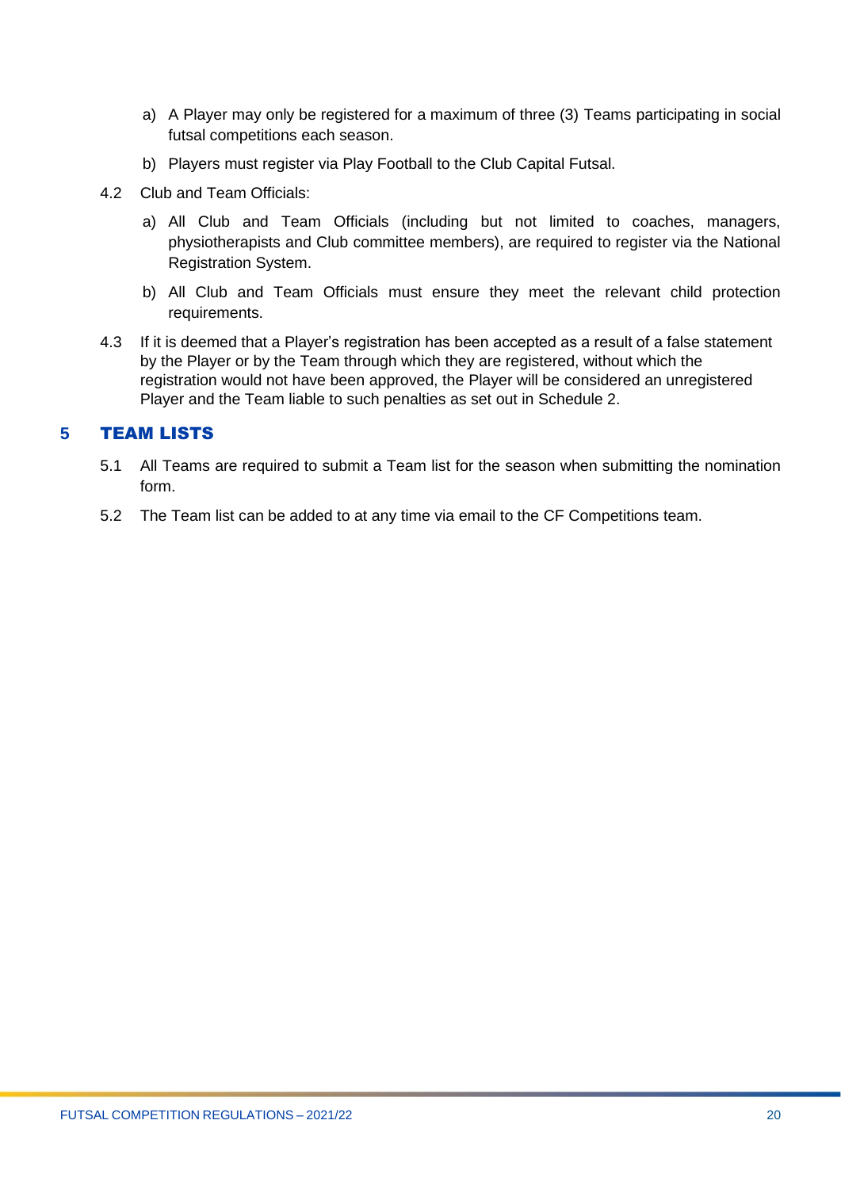a) A Player may only be registered for a maximum of three (3) Teams participating in social futsal competitions each season.

b) Players must register via Play Football to the Club Capital Futsal.

4.2 Club and Team Officials:

a) All Club and Team Officials (including but not limited to coaches, managers, physiotherapists and Club committee members), are required to register via the National Registration System.

b) All Club and Team Officials must ensure they meet the relevant child protection requirements.

4.3 If it is deemed that a Player's registration has been accepted as a result of a false statement by the Player or by the Team through which they are registered, without which the registration would not have been approved, the Player will be considered an unregistered Player and the Team liable to such penalties as set out in Schedule 2.

## 5 TEAM LISTS

5.1 All Teams are required to submit a Team list for the season when submitting the nomination form.

5.2 The Team list can be added to at any time via email to the CF Competitions team.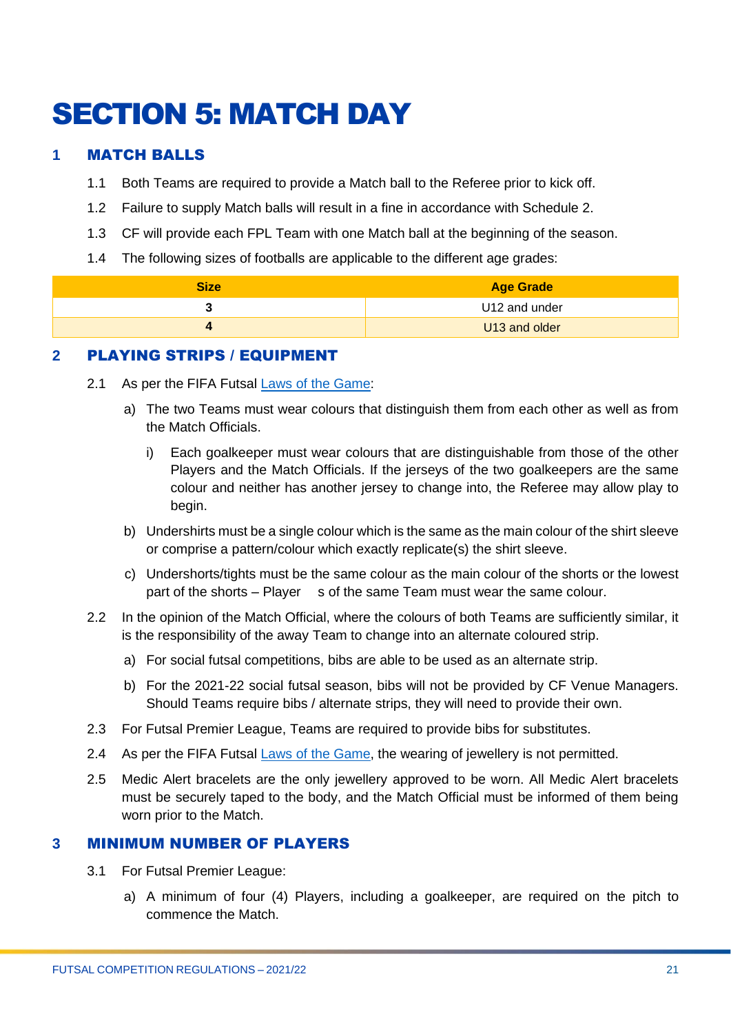# SECTION 5: MATCH DAY

## 1 MATCH BALLS

1.1 Both Teams are required to provide a Match ball to the Referee prior to kick off.

1.2 Failure to supply Match balls will result in a fine in accordance with Schedule 2.

1.3 CF will provide each FPL Team with one Match ball at the beginning of the season.

1.4 The following sizes of footballs are applicable to the different age grades:

| Size | Age Grade |
|---|---|
| 3 | U12 and under |
| 4 | U13 and older |

## 2 PLAYING STRIPS / EQUIPMENT

2.1 As per the FIFA Futsal Laws of the Game:

a) The two Teams must wear colours that distinguish them from each other as well as from the Match Officials.

i) Each goalkeeper must wear colours that are distinguishable from those of the other Players and the Match Officials. If the jerseys of the two goalkeepers are the same colour and neither has another jersey to change into, the Referee may allow play to begin.

b) Undershirts must be a single colour which is the same as the main colour of the shirt sleeve or comprise a pattern/colour which exactly replicate(s) the shirt sleeve.

c) Undershorts/tights must be the same colour as the main colour of the shorts or the lowest part of the shorts – Player s of the same Team must wear the same colour.

2.2 In the opinion of the Match Official, where the colours of both Teams are sufficiently similar, it is the responsibility of the away Team to change into an alternate coloured strip.

a) For social futsal competitions, bibs are able to be used as an alternate strip.

b) For the 2021-22 social futsal season, bibs will not be provided by CF Venue Managers. Should Teams require bibs / alternate strips, they will need to provide their own.

2.3 For Futsal Premier League, Teams are required to provide bibs for substitutes.

2.4 As per the FIFA Futsal Laws of the Game, the wearing of jewellery is not permitted.

2.5 Medic Alert bracelets are the only jewellery approved to be worn. All Medic Alert bracelets must be securely taped to the body, and the Match Official must be informed of them being worn prior to the Match.

## 3 MINIMUM NUMBER OF PLAYERS

3.1 For Futsal Premier League:

a) A minimum of four (4) Players, including a goalkeeper, are required on the pitch to commence the Match.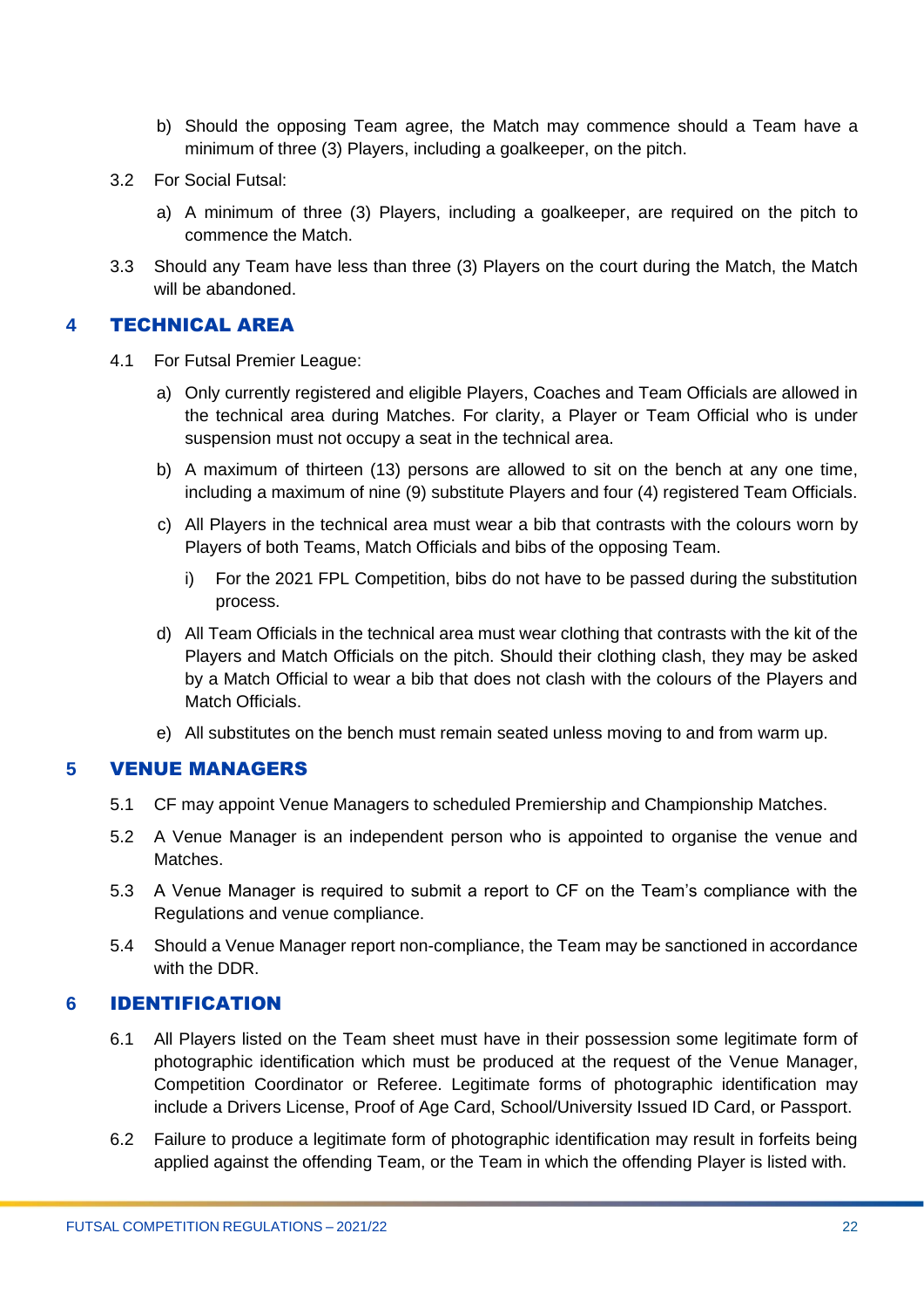b) Should the opposing Team agree, the Match may commence should a Team have a minimum of three (3) Players, including a goalkeeper, on the pitch.

3.2 For Social Futsal:

a) A minimum of three (3) Players, including a goalkeeper, are required on the pitch to commence the Match.

3.3 Should any Team have less than three (3) Players on the court during the Match, the Match will be abandoned.

## 4 TECHNICAL AREA

4.1 For Futsal Premier League:

a) Only currently registered and eligible Players, Coaches and Team Officials are allowed in the technical area during Matches. For clarity, a Player or Team Official who is under suspension must not occupy a seat in the technical area.

b) A maximum of thirteen (13) persons are allowed to sit on the bench at any one time, including a maximum of nine (9) substitute Players and four (4) registered Team Officials.

c) All Players in the technical area must wear a bib that contrasts with the colours worn by Players of both Teams, Match Officials and bibs of the opposing Team.

i) For the 2021 FPL Competition, bibs do not have to be passed during the substitution process.

d) All Team Officials in the technical area must wear clothing that contrasts with the kit of the Players and Match Officials on the pitch. Should their clothing clash, they may be asked by a Match Official to wear a bib that does not clash with the colours of the Players and Match Officials.

e) All substitutes on the bench must remain seated unless moving to and from warm up.

## 5 VENUE MANAGERS

5.1 CF may appoint Venue Managers to scheduled Premiership and Championship Matches.

5.2 A Venue Manager is an independent person who is appointed to organise the venue and Matches.

5.3 A Venue Manager is required to submit a report to CF on the Team's compliance with the Regulations and venue compliance.

5.4 Should a Venue Manager report non-compliance, the Team may be sanctioned in accordance with the DDR.

## 6 IDENTIFICATION

6.1 All Players listed on the Team sheet must have in their possession some legitimate form of photographic identification which must be produced at the request of the Venue Manager, Competition Coordinator or Referee. Legitimate forms of photographic identification may include a Drivers License, Proof of Age Card, School/University Issued ID Card, or Passport.

6.2 Failure to produce a legitimate form of photographic identification may result in forfeits being applied against the offending Team, or the Team in which the offending Player is listed with.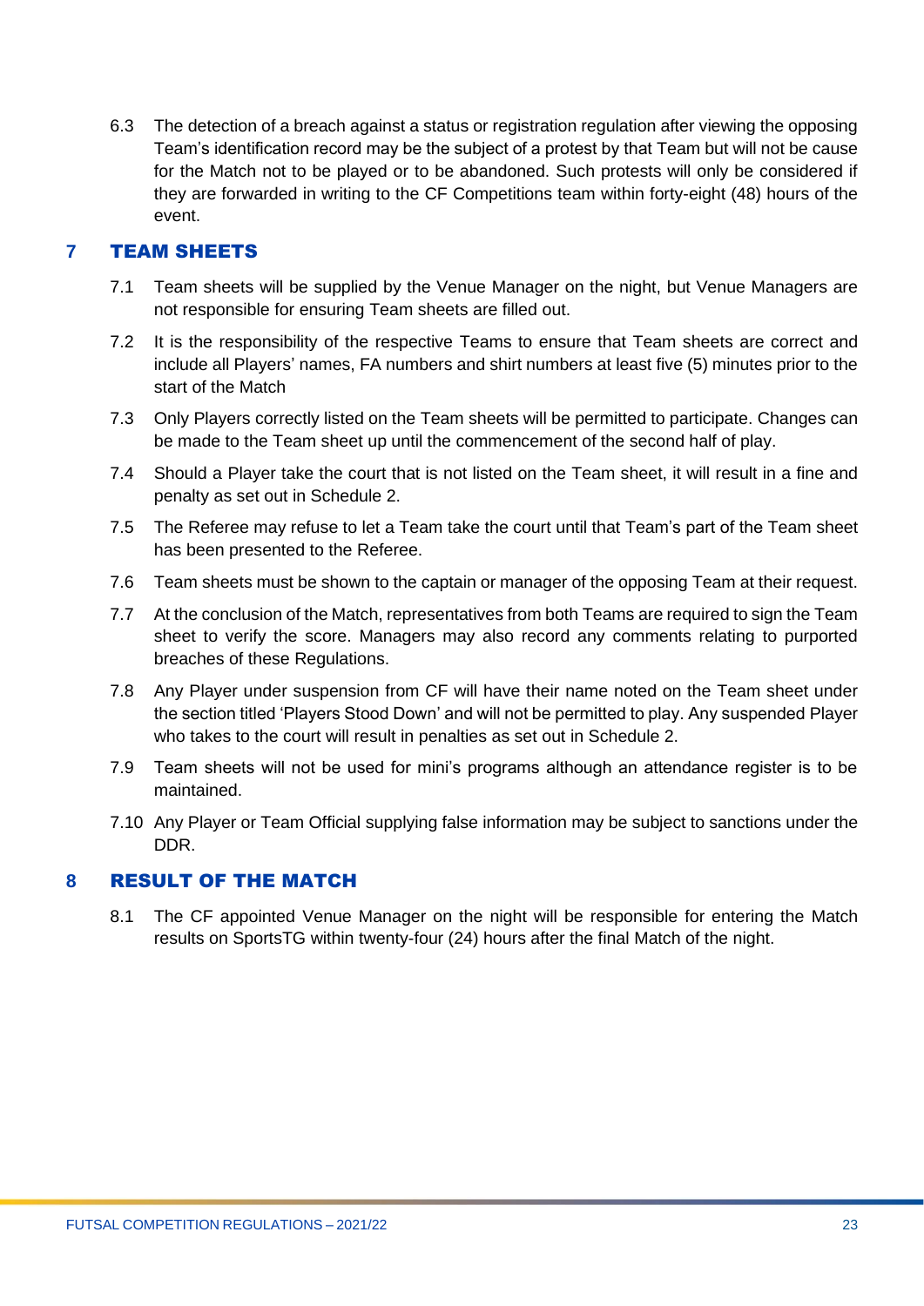6.3 The detection of a breach against a status or registration regulation after viewing the opposing Team's identification record may be the subject of a protest by that Team but will not be cause for the Match not to be played or to be abandoned. Such protests will only be considered if they are forwarded in writing to the CF Competitions team within forty-eight (48) hours of the event.

## 7 TEAM SHEETS

7.1 Team sheets will be supplied by the Venue Manager on the night, but Venue Managers are not responsible for ensuring Team sheets are filled out.

7.2 It is the responsibility of the respective Teams to ensure that Team sheets are correct and include all Players' names, FA numbers and shirt numbers at least five (5) minutes prior to the start of the Match

7.3 Only Players correctly listed on the Team sheets will be permitted to participate. Changes can be made to the Team sheet up until the commencement of the second half of play.

7.4 Should a Player take the court that is not listed on the Team sheet, it will result in a fine and penalty as set out in Schedule 2.

7.5 The Referee may refuse to let a Team take the court until that Team's part of the Team sheet has been presented to the Referee.

7.6 Team sheets must be shown to the captain or manager of the opposing Team at their request.

7.7 At the conclusion of the Match, representatives from both Teams are required to sign the Team sheet to verify the score. Managers may also record any comments relating to purported breaches of these Regulations.

7.8 Any Player under suspension from CF will have their name noted on the Team sheet under the section titled 'Players Stood Down' and will not be permitted to play. Any suspended Player who takes to the court will result in penalties as set out in Schedule 2.

7.9 Team sheets will not be used for mini's programs although an attendance register is to be maintained.

7.10 Any Player or Team Official supplying false information may be subject to sanctions under the DDR.

## 8 RESULT OF THE MATCH

8.1 The CF appointed Venue Manager on the night will be responsible for entering the Match results on SportsTG within twenty-four (24) hours after the final Match of the night.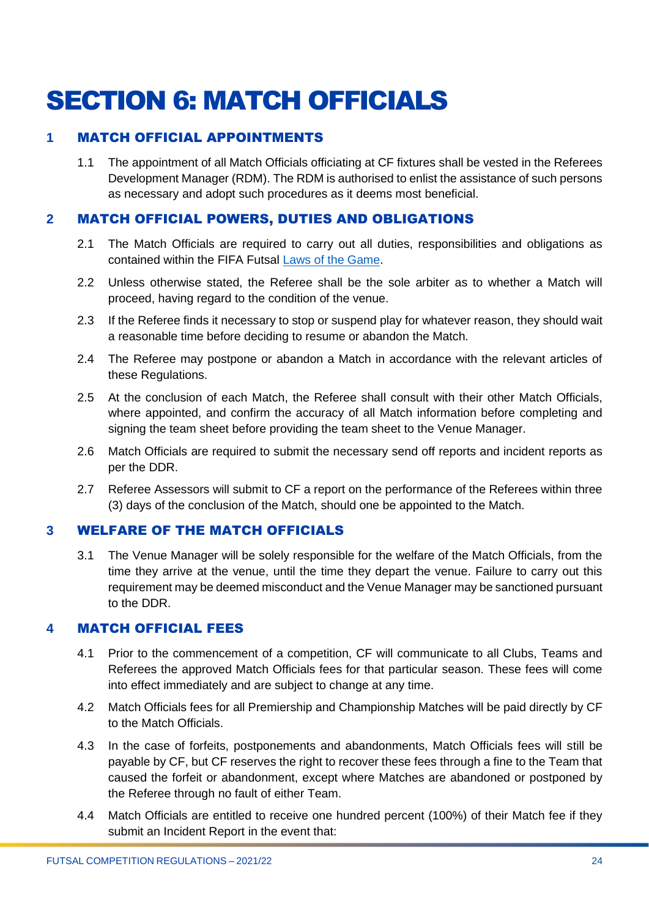# SECTION 6: MATCH OFFICIALS

## 1 MATCH OFFICIAL APPOINTMENTS

1.1 The appointment of all Match Officials officiating at CF fixtures shall be vested in the Referees Development Manager (RDM). The RDM is authorised to enlist the assistance of such persons as necessary and adopt such procedures as it deems most beneficial.

## 2 MATCH OFFICIAL POWERS, DUTIES AND OBLIGATIONS

2.1 The Match Officials are required to carry out all duties, responsibilities and obligations as contained within the FIFA Futsal Laws of the Game.

2.2 Unless otherwise stated, the Referee shall be the sole arbiter as to whether a Match will proceed, having regard to the condition of the venue.

2.3 If the Referee finds it necessary to stop or suspend play for whatever reason, they should wait a reasonable time before deciding to resume or abandon the Match.

2.4 The Referee may postpone or abandon a Match in accordance with the relevant articles of these Regulations.

2.5 At the conclusion of each Match, the Referee shall consult with their other Match Officials, where appointed, and confirm the accuracy of all Match information before completing and signing the team sheet before providing the team sheet to the Venue Manager.

2.6 Match Officials are required to submit the necessary send off reports and incident reports as per the DDR.

2.7 Referee Assessors will submit to CF a report on the performance of the Referees within three (3) days of the conclusion of the Match, should one be appointed to the Match.

## 3 WELFARE OF THE MATCH OFFICIALS

3.1 The Venue Manager will be solely responsible for the welfare of the Match Officials, from the time they arrive at the venue, until the time they depart the venue. Failure to carry out this requirement may be deemed misconduct and the Venue Manager may be sanctioned pursuant to the DDR.

## 4 MATCH OFFICIAL FEES

4.1 Prior to the commencement of a competition, CF will communicate to all Clubs, Teams and Referees the approved Match Officials fees for that particular season. These fees will come into effect immediately and are subject to change at any time.

4.2 Match Officials fees for all Premiership and Championship Matches will be paid directly by CF to the Match Officials.

4.3 In the case of forfeits, postponements and abandonments, Match Officials fees will still be payable by CF, but CF reserves the right to recover these fees through a fine to the Team that caused the forfeit or abandonment, except where Matches are abandoned or postponed by the Referee through no fault of either Team.

4.4 Match Officials are entitled to receive one hundred percent (100%) of their Match fee if they submit an Incident Report in the event that: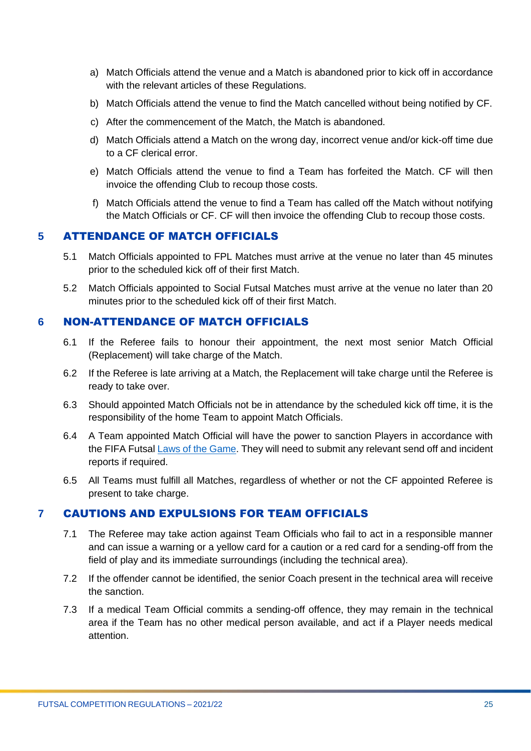a) Match Officials attend the venue and a Match is abandoned prior to kick off in accordance with the relevant articles of these Regulations.

b) Match Officials attend the venue to find the Match cancelled without being notified by CF.

c) After the commencement of the Match, the Match is abandoned.

d) Match Officials attend a Match on the wrong day, incorrect venue and/or kick-off time due to a CF clerical error.

e) Match Officials attend the venue to find a Team has forfeited the Match. CF will then invoice the offending Club to recoup those costs.

f) Match Officials attend the venue to find a Team has called off the Match without notifying the Match Officials or CF. CF will then invoice the offending Club to recoup those costs.

## 5 ATTENDANCE OF MATCH OFFICIALS

5.1 Match Officials appointed to FPL Matches must arrive at the venue no later than 45 minutes prior to the scheduled kick off of their first Match.

5.2 Match Officials appointed to Social Futsal Matches must arrive at the venue no later than 20 minutes prior to the scheduled kick off of their first Match.

## 6 NON-ATTENDANCE OF MATCH OFFICIALS

6.1 If the Referee fails to honour their appointment, the next most senior Match Official (Replacement) will take charge of the Match.

6.2 If the Referee is late arriving at a Match, the Replacement will take charge until the Referee is ready to take over.

6.3 Should appointed Match Officials not be in attendance by the scheduled kick off time, it is the responsibility of the home Team to appoint Match Officials.

6.4 A Team appointed Match Official will have the power to sanction Players in accordance with the FIFA Futsal Laws of the Game. They will need to submit any relevant send off and incident reports if required.

6.5 All Teams must fulfill all Matches, regardless of whether or not the CF appointed Referee is present to take charge.

## 7 CAUTIONS AND EXPULSIONS FOR TEAM OFFICIALS

7.1 The Referee may take action against Team Officials who fail to act in a responsible manner and can issue a warning or a yellow card for a caution or a red card for a sending-off from the field of play and its immediate surroundings (including the technical area).

7.2 If the offender cannot be identified, the senior Coach present in the technical area will receive the sanction.

7.3 If a medical Team Official commits a sending-off offence, they may remain in the technical area if the Team has no other medical person available, and act if a Player needs medical attention.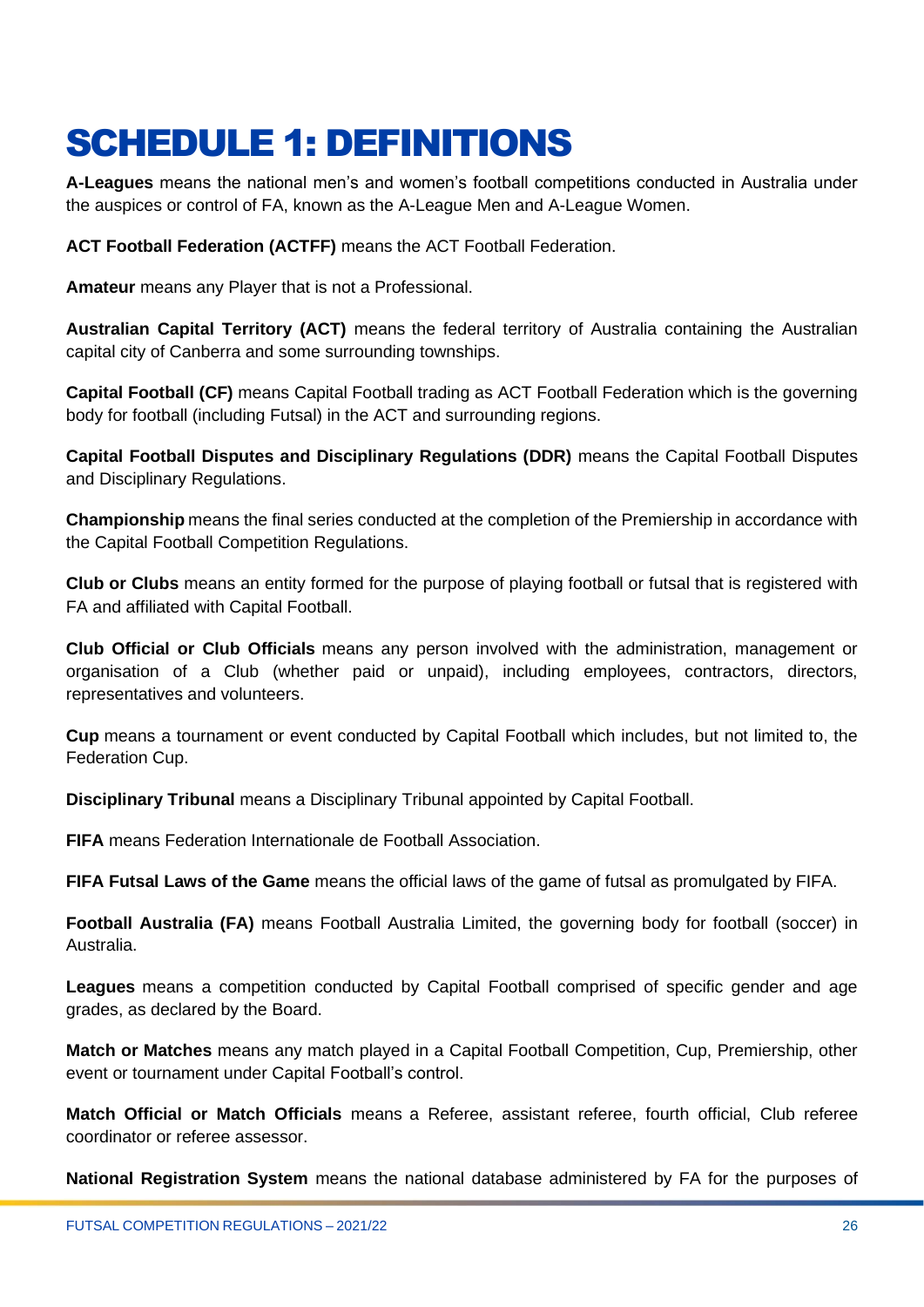# SCHEDULE 1: DEFINITIONS

**A-Leagues** means the national men's and women's football competitions conducted in Australia under the auspices or control of FA, known as the A-League Men and A-League Women.

**ACT Football Federation (ACTFF)** means the ACT Football Federation.

**Amateur** means any Player that is not a Professional.

**Australian Capital Territory (ACT)** means the federal territory of Australia containing the Australian capital city of Canberra and some surrounding townships.

**Capital Football (CF)** means Capital Football trading as ACT Football Federation which is the governing body for football (including Futsal) in the ACT and surrounding regions.

**Capital Football Disputes and Disciplinary Regulations (DDR)** means the Capital Football Disputes and Disciplinary Regulations.

**Championship** means the final series conducted at the completion of the Premiership in accordance with the Capital Football Competition Regulations.

**Club or Clubs** means an entity formed for the purpose of playing football or futsal that is registered with FA and affiliated with Capital Football.

**Club Official or Club Officials** means any person involved with the administration, management or organisation of a Club (whether paid or unpaid), including employees, contractors, directors, representatives and volunteers.

**Cup** means a tournament or event conducted by Capital Football which includes, but not limited to, the Federation Cup.

**Disciplinary Tribunal** means a Disciplinary Tribunal appointed by Capital Football.

**FIFA** means Federation Internationale de Football Association.

**FIFA Futsal Laws of the Game** means the official laws of the game of futsal as promulgated by FIFA.

**Football Australia (FA)** means Football Australia Limited, the governing body for football (soccer) in Australia.

**Leagues** means a competition conducted by Capital Football comprised of specific gender and age grades, as declared by the Board.

**Match or Matches** means any match played in a Capital Football Competition, Cup, Premiership, other event or tournament under Capital Football's control.

**Match Official or Match Officials** means a Referee, assistant referee, fourth official, Club referee coordinator or referee assessor.

**National Registration System** means the national database administered by FA for the purposes of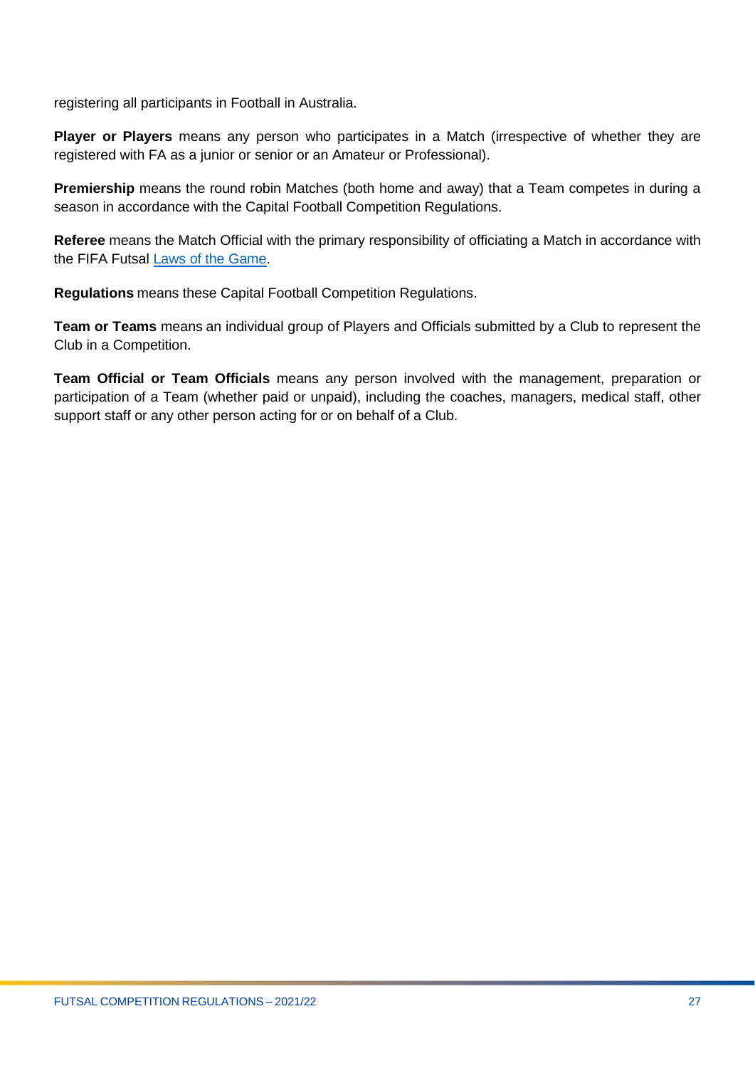registering all participants in Football in Australia.

**Player or Players** means any person who participates in a Match (irrespective of whether they are registered with FA as a junior or senior or an Amateur or Professional).

**Premiership** means the round robin Matches (both home and away) that a Team competes in during a season in accordance with the Capital Football Competition Regulations.

**Referee** means the Match Official with the primary responsibility of officiating a Match in accordance with the FIFA Futsal Laws of the Game.

**Regulations** means these Capital Football Competition Regulations.

**Team or Teams** means an individual group of Players and Officials submitted by a Club to represent the Club in a Competition.

**Team Official or Team Officials** means any person involved with the management, preparation or participation of a Team (whether paid or unpaid), including the coaches, managers, medical staff, other support staff or any other person acting for or on behalf of a Club.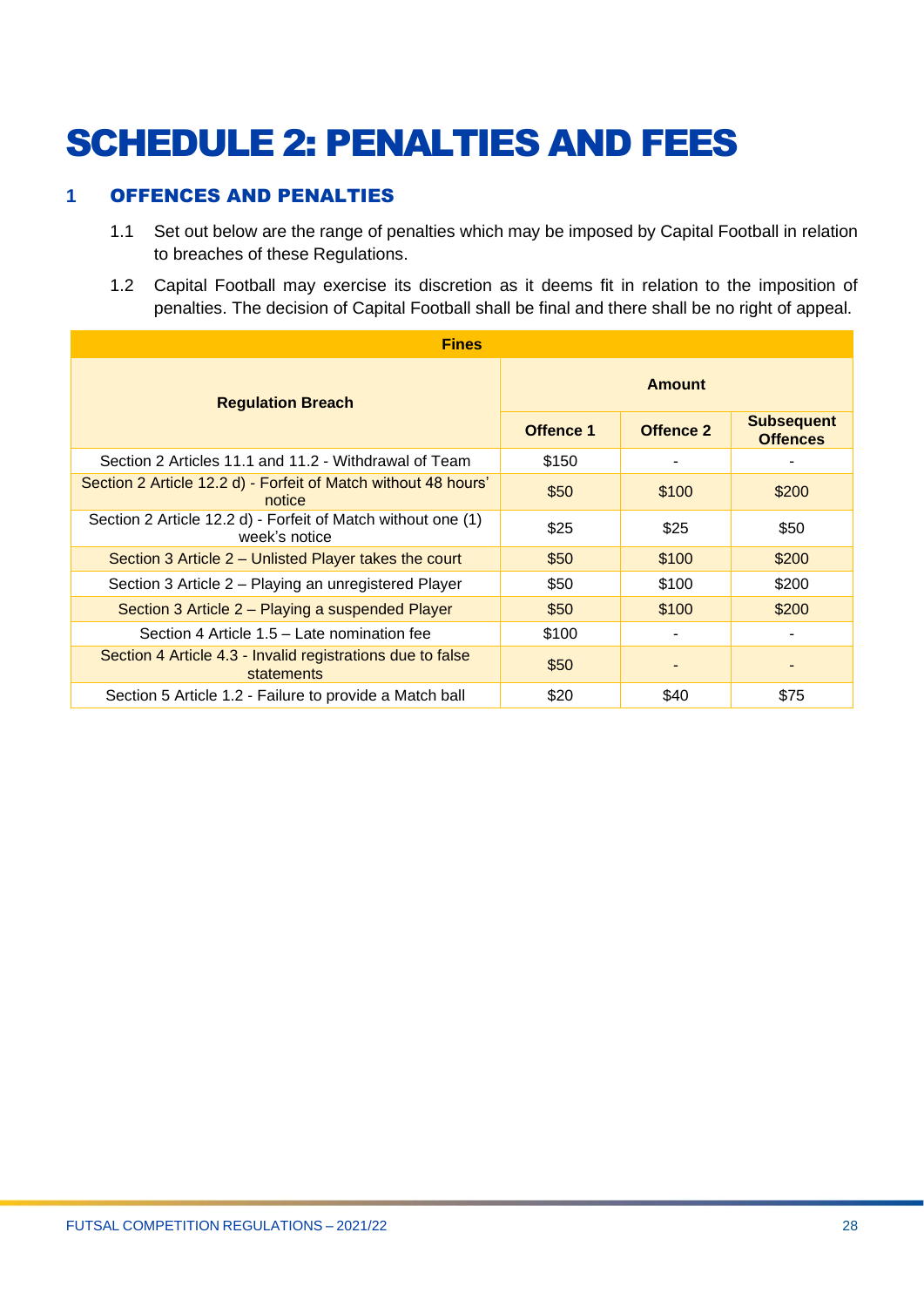# SCHEDULE 2: PENALTIES AND FEES

## 1 OFFENCES AND PENALTIES

1.1 Set out below are the range of penalties which may be imposed by Capital Football in relation to breaches of these Regulations.

1.2 Capital Football may exercise its discretion as it deems fit in relation to the imposition of penalties. The decision of Capital Football shall be final and there shall be no right of appeal.

| Fines | | | |
|---|---|---|---|
| **Regulation Breach** | **Amount** | | |
| | **Offence 1** | **Offence 2** | **Subsequent Offences** |
| Section 2 Articles 11.1 and 11.2 - Withdrawal of Team | $150 | - | - |
| Section 2 Article 12.2 d) - Forfeit of Match without 48 hours' notice | $50 | $100 | $200 |
| Section 2 Article 12.2 d) - Forfeit of Match without one (1) week's notice | $25 | $25 | $50 |
| Section 3 Article 2 – Unlisted Player takes the court | $50 | $100 | $200 |
| Section 3 Article 2 – Playing an unregistered Player | $50 | $100 | $200 |
| Section 3 Article 2 – Playing a suspended Player | $50 | $100 | $200 |
| Section 4 Article 1.5 – Late nomination fee | $100 | - | - |
| Section 4 Article 4.3 - Invalid registrations due to false statements | $50 | - | - |
| Section 5 Article 1.2 - Failure to provide a Match ball | $20 | $40 | $75 |